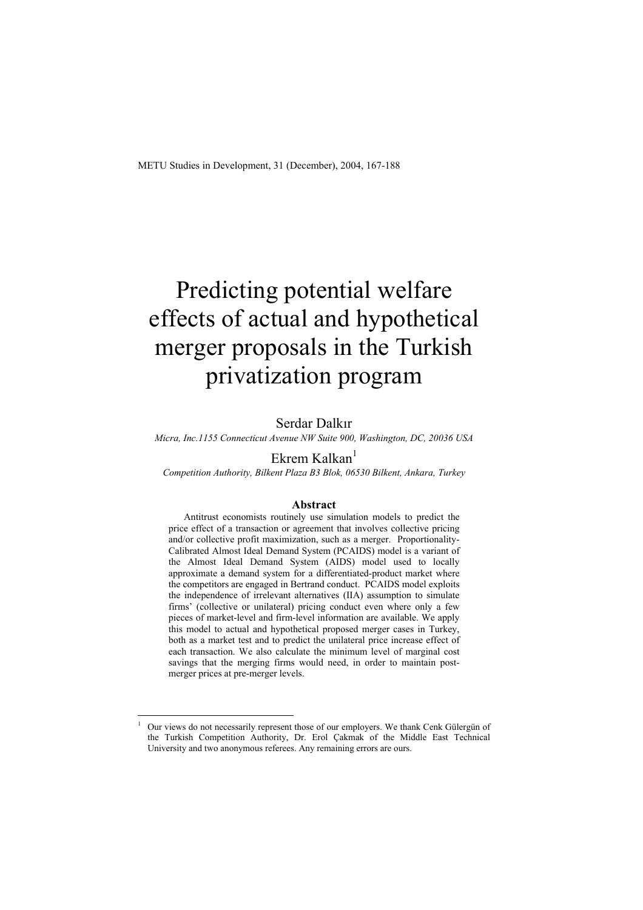# Predicting potential welfare effects of actual and hypothetical merger proposals in the Turkish privatization program

Serdar Dalkır

*Micra, Inc.1155 Connecticut Avenue NW Suite 900, Washington, DC, 20036 USA*

Ekrem Kalkan[1]

*Competition Authority, Bilkent Plaza B3 Blok, 06530 Bilkent, Ankara, Turkey*

## Abstract

Antitrust economists routinely use simulation models to predict the price effect of a transaction or agreement that involves collective pricing and/or collective profit maximization, such as a merger. Proportionality-Calibrated Almost Ideal Demand System (PCAIDS) model is a variant of the Almost Ideal Demand System (AIDS) model used to locally approximate a demand system for a differentiated-product market where the competitors are engaged in Bertrand conduct. PCAIDS model exploits the independence of irrelevant alternatives (IIA) assumption to simulate firms' (collective or unilateral) pricing conduct even where only a few pieces of market-level and firm-level information are available. We apply this model to actual and hypothetical proposed merger cases in Turkey, both as a market test and to predict the unilateral price increase effect of each transaction. We also calculate the minimum level of marginal cost savings that the merging firms would need, in order to maintain post-merger prices at pre-merger levels.

---

[1] Our views do not necessarily represent those of our employers. We thank Cenk Gülergün of the Turkish Competition Authority, Dr. Erol Çakmak of the Middle East Technical University and two anonymous referees. Any remaining errors are ours.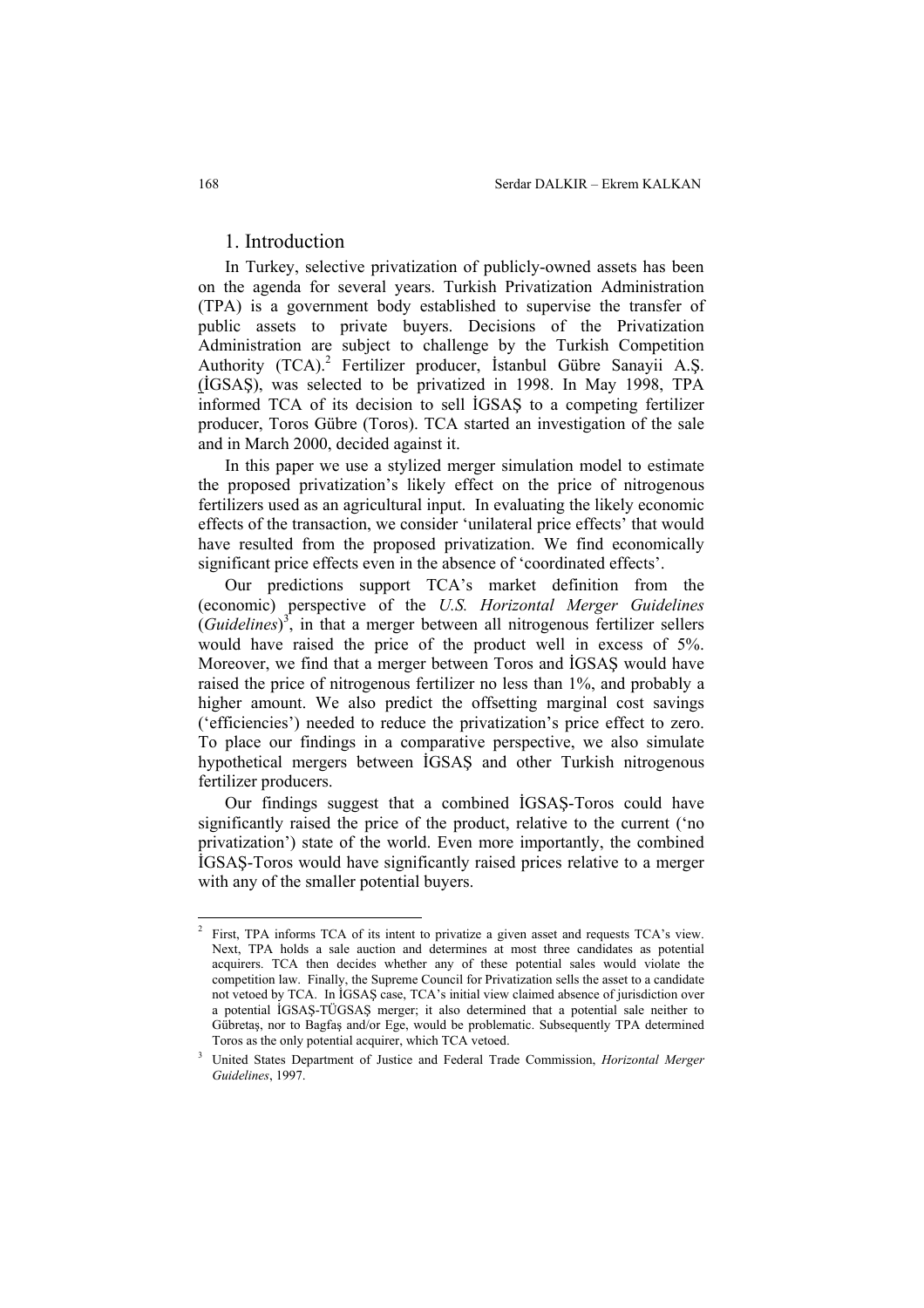## 1. Introduction

In Turkey, selective privatization of publicly-owned assets has been on the agenda for several years. Turkish Privatization Administration (TPA) is a government body established to supervise the transfer of public assets to private buyers. Decisions of the Privatization Administration are subject to challenge by the Turkish Competition Authority (TCA).[2] Fertilizer producer, İstanbul Gübre Sanayii A.Ş. (İGSAŞ), was selected to be privatized in 1998. In May 1998, TPA informed TCA of its decision to sell İGSAŞ to a competing fertilizer producer, Toros Gübre (Toros). TCA started an investigation of the sale and in March 2000, decided against it.

In this paper we use a stylized merger simulation model to estimate the proposed privatization's likely effect on the price of nitrogenous fertilizers used as an agricultural input. In evaluating the likely economic effects of the transaction, we consider 'unilateral price effects' that would have resulted from the proposed privatization. We find economically significant price effects even in the absence of 'coordinated effects'.

Our predictions support TCA's market definition from the (economic) perspective of the *U.S. Horizontal Merger Guidelines* (*Guidelines*)[3], in that a merger between all nitrogenous fertilizer sellers would have raised the price of the product well in excess of 5%. Moreover, we find that a merger between Toros and İGSAŞ would have raised the price of nitrogenous fertilizer no less than 1%, and probably a higher amount. We also predict the offsetting marginal cost savings ('efficiencies') needed to reduce the privatization's price effect to zero. To place our findings in a comparative perspective, we also simulate hypothetical mergers between İGSAŞ and other Turkish nitrogenous fertilizer producers.

Our findings suggest that a combined İGSAŞ-Toros could have significantly raised the price of the product, relative to the current ('no privatization') state of the world. Even more importantly, the combined İGSAŞ-Toros would have significantly raised prices relative to a merger with any of the smaller potential buyers.

---

[2] First, TPA informs TCA of its intent to privatize a given asset and requests TCA's view. Next, TPA holds a sale auction and determines at most three candidates as potential acquirers. TCA then decides whether any of these potential sales would violate the competition law. Finally, the Supreme Council for Privatization sells the asset to a candidate not vetoed by TCA. In İGSAŞ case, TCA's initial view claimed absence of jurisdiction over a potential İGSAŞ-TÜGSAŞ merger; it also determined that a potential sale neither to Gübretaş, nor to Bagfaş and/or Ege, would be problematic. Subsequently TPA determined Toros as the only potential acquirer, which TCA vetoed.

[3] United States Department of Justice and Federal Trade Commission, *Horizontal Merger Guidelines*, 1997.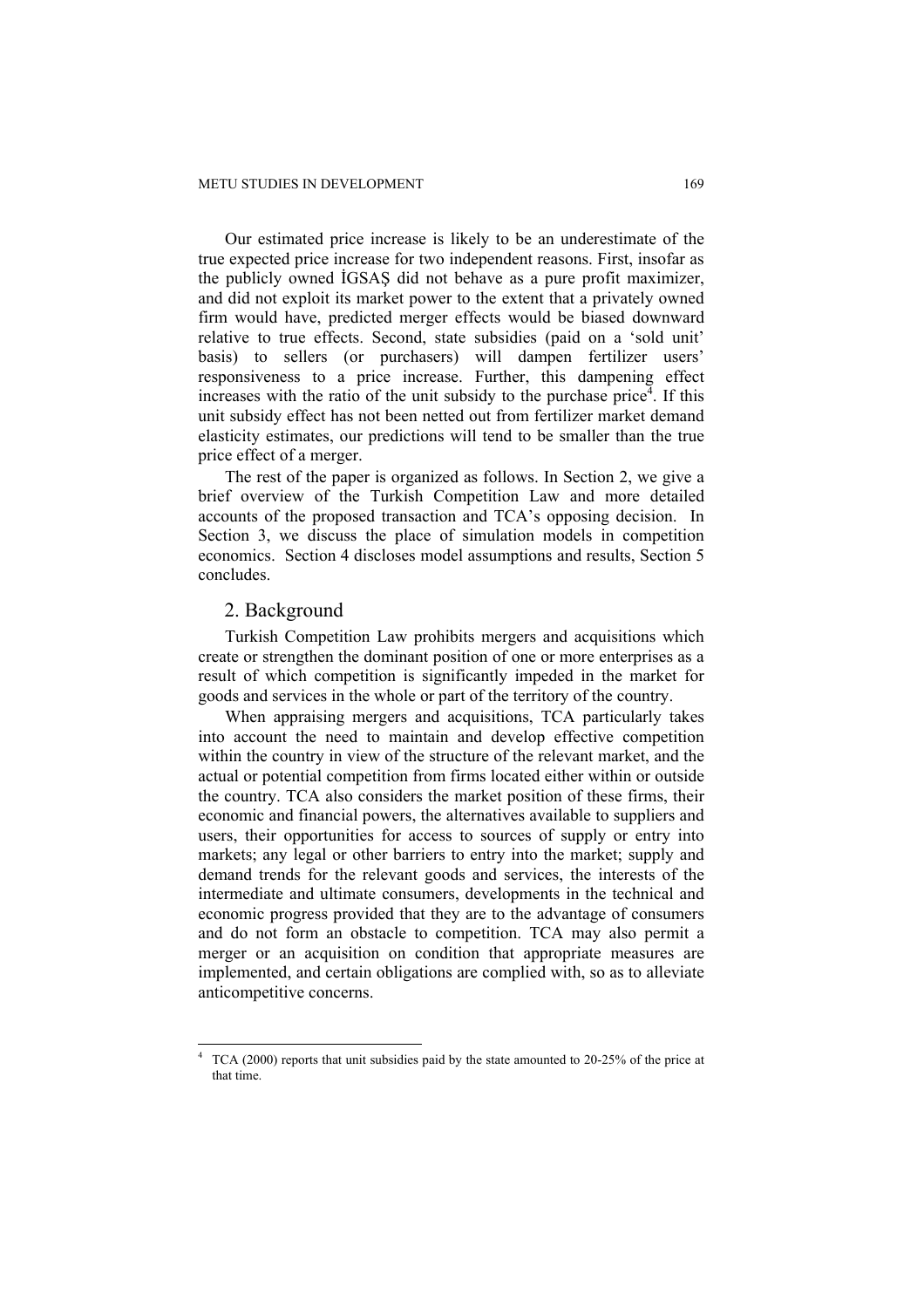Our estimated price increase is likely to be an underestimate of the true expected price increase for two independent reasons. First, insofar as the publicly owned İGSAŞ did not behave as a pure profit maximizer, and did not exploit its market power to the extent that a privately owned firm would have, predicted merger effects would be biased downward relative to true effects. Second, state subsidies (paid on a 'sold unit' basis) to sellers (or purchasers) will dampen fertilizer users' responsiveness to a price increase. Further, this dampening effect increases with the ratio of the unit subsidy to the purchase price[4]. If this unit subsidy effect has not been netted out from fertilizer market demand elasticity estimates, our predictions will tend to be smaller than the true price effect of a merger.

The rest of the paper is organized as follows. In Section 2, we give a brief overview of the Turkish Competition Law and more detailed accounts of the proposed transaction and TCA's opposing decision. In Section 3, we discuss the place of simulation models in competition economics. Section 4 discloses model assumptions and results, Section 5 concludes.

## 2. Background

Turkish Competition Law prohibits mergers and acquisitions which create or strengthen the dominant position of one or more enterprises as a result of which competition is significantly impeded in the market for goods and services in the whole or part of the territory of the country.

When appraising mergers and acquisitions, TCA particularly takes into account the need to maintain and develop effective competition within the country in view of the structure of the relevant market, and the actual or potential competition from firms located either within or outside the country. TCA also considers the market position of these firms, their economic and financial powers, the alternatives available to suppliers and users, their opportunities for access to sources of supply or entry into markets; any legal or other barriers to entry into the market; supply and demand trends for the relevant goods and services, the interests of the intermediate and ultimate consumers, developments in the technical and economic progress provided that they are to the advantage of consumers and do not form an obstacle to competition. TCA may also permit a merger or an acquisition on condition that appropriate measures are implemented, and certain obligations are complied with, so as to alleviate anticompetitive concerns.

---

[4] TCA (2000) reports that unit subsidies paid by the state amounted to 20-25% of the price at that time.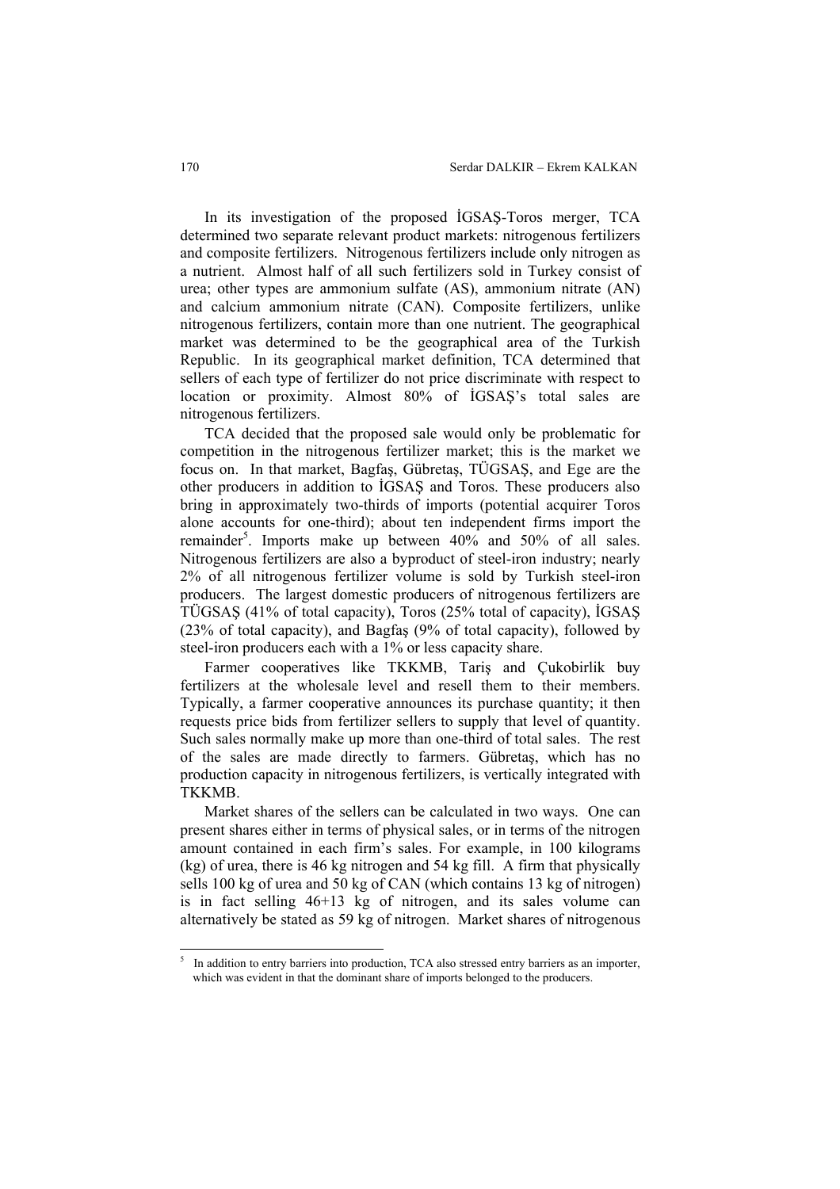In its investigation of the proposed İGSAŞ-Toros merger, TCA determined two separate relevant product markets: nitrogenous fertilizers and composite fertilizers. Nitrogenous fertilizers include only nitrogen as a nutrient. Almost half of all such fertilizers sold in Turkey consist of urea; other types are ammonium sulfate (AS), ammonium nitrate (AN) and calcium ammonium nitrate (CAN). Composite fertilizers, unlike nitrogenous fertilizers, contain more than one nutrient. The geographical market was determined to be the geographical area of the Turkish Republic. In its geographical market definition, TCA determined that sellers of each type of fertilizer do not price discriminate with respect to location or proximity. Almost 80% of İGSAŞ's total sales are nitrogenous fertilizers.

TCA decided that the proposed sale would only be problematic for competition in the nitrogenous fertilizer market; this is the market we focus on. In that market, Bagfaş, Gübretaş, TÜGSAŞ, and Ege are the other producers in addition to İGSAŞ and Toros. These producers also bring in approximately two-thirds of imports (potential acquirer Toros alone accounts for one-third); about ten independent firms import the remainder[5]. Imports make up between 40% and 50% of all sales. Nitrogenous fertilizers are also a byproduct of steel-iron industry; nearly 2% of all nitrogenous fertilizer volume is sold by Turkish steel-iron producers. The largest domestic producers of nitrogenous fertilizers are TÜGSAŞ (41% of total capacity), Toros (25% total of capacity), İGSAŞ (23% of total capacity), and Bagfaş (9% of total capacity), followed by steel-iron producers each with a 1% or less capacity share.

Farmer cooperatives like TKKMB, Tariş and Çukobirlik buy fertilizers at the wholesale level and resell them to their members. Typically, a farmer cooperative announces its purchase quantity; it then requests price bids from fertilizer sellers to supply that level of quantity. Such sales normally make up more than one-third of total sales. The rest of the sales are made directly to farmers. Gübretaş, which has no production capacity in nitrogenous fertilizers, is vertically integrated with TKKMB.

Market shares of the sellers can be calculated in two ways. One can present shares either in terms of physical sales, or in terms of the nitrogen amount contained in each firm's sales. For example, in 100 kilograms (kg) of urea, there is 46 kg nitrogen and 54 kg fill. A firm that physically sells 100 kg of urea and 50 kg of CAN (which contains 13 kg of nitrogen) is in fact selling 46+13 kg of nitrogen, and its sales volume can alternatively be stated as 59 kg of nitrogen. Market shares of nitrogenous

---

[5] In addition to entry barriers into production, TCA also stressed entry barriers as an importer, which was evident in that the dominant share of imports belonged to the producers.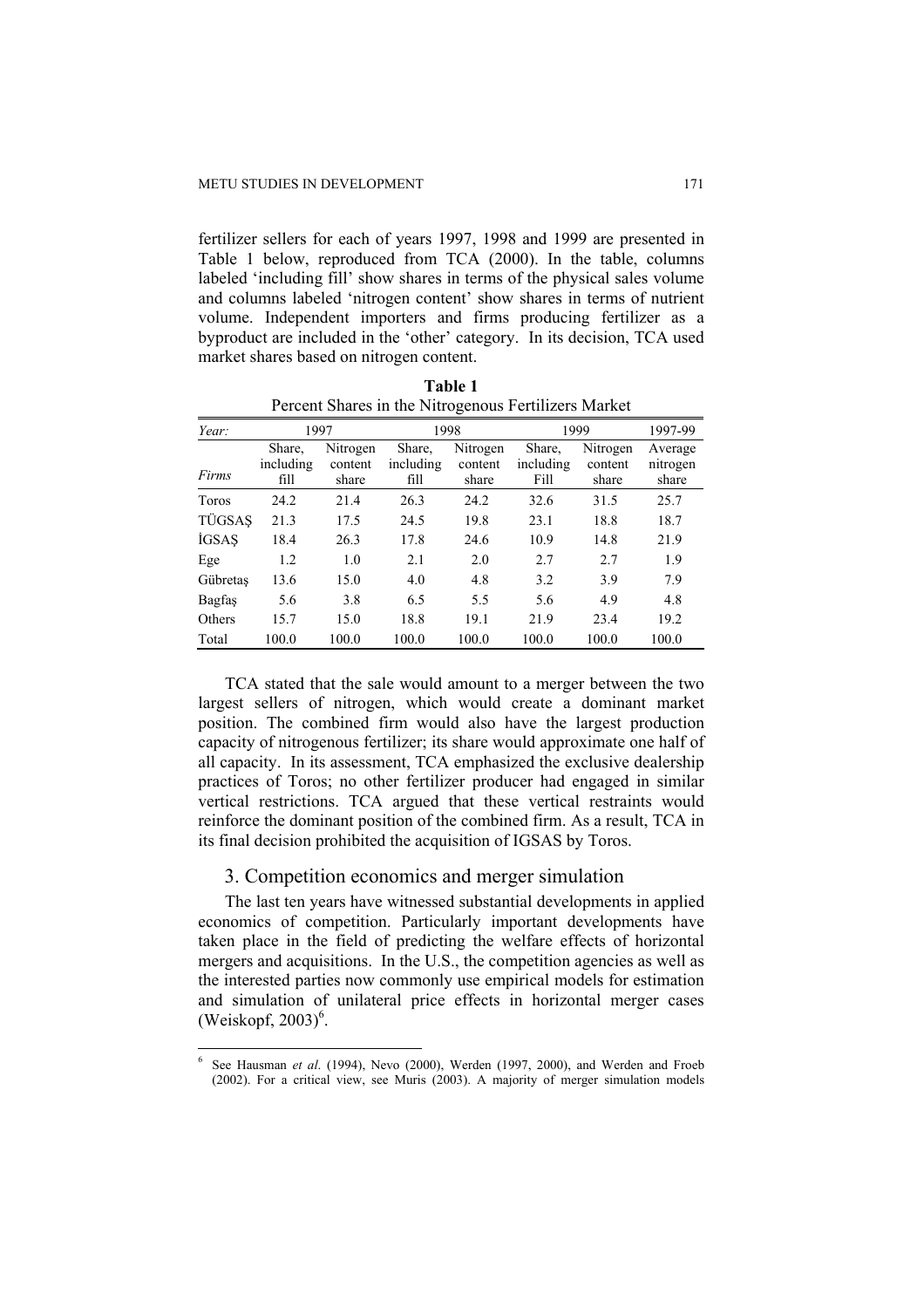fertilizer sellers for each of years 1997, 1998 and 1999 are presented in Table 1 below, reproduced from TCA (2000). In the table, columns labeled 'including fill' show shares in terms of the physical sales volume and columns labeled 'nitrogen content' show shares in terms of nutrient volume. Independent importers and firms producing fertilizer as a byproduct are included in the 'other' category. In its decision, TCA used market shares based on nitrogen content.

**Table 1**
Percent Shares in the Nitrogenous Fertilizers Market

| *Year:* | 1997 | | 1998 | | 1999 | | 1997-99 |
|---|---|---|---|---|---|---|---|
| *Firms* | Share, including fill | Nitrogen content share | Share, including fill | Nitrogen content share | Share, including Fill | Nitrogen content share | Average nitrogen share |
| Toros | 24.2 | 21.4 | 26.3 | 24.2 | 32.6 | 31.5 | 25.7 |
| TÜGSAŞ | 21.3 | 17.5 | 24.5 | 19.8 | 23.1 | 18.8 | 18.7 |
| İGSAŞ | 18.4 | 26.3 | 17.8 | 24.6 | 10.9 | 14.8 | 21.9 |
| Ege | 1.2 | 1.0 | 2.1 | 2.0 | 2.7 | 2.7 | 1.9 |
| Gübretaş | 13.6 | 15.0 | 4.0 | 4.8 | 3.2 | 3.9 | 7.9 |
| Bagfaş | 5.6 | 3.8 | 6.5 | 5.5 | 5.6 | 4.9 | 4.8 |
| Others | 15.7 | 15.0 | 18.8 | 19.1 | 21.9 | 23.4 | 19.2 |
| Total | 100.0 | 100.0 | 100.0 | 100.0 | 100.0 | 100.0 | 100.0 |

TCA stated that the sale would amount to a merger between the two largest sellers of nitrogen, which would create a dominant market position. The combined firm would also have the largest production capacity of nitrogenous fertilizer; its share would approximate one half of all capacity. In its assessment, TCA emphasized the exclusive dealership practices of Toros; no other fertilizer producer had engaged in similar vertical restrictions. TCA argued that these vertical restraints would reinforce the dominant position of the combined firm. As a result, TCA in its final decision prohibited the acquisition of IGSAS by Toros.

## 3. Competition economics and merger simulation

The last ten years have witnessed substantial developments in applied economics of competition. Particularly important developments have taken place in the field of predicting the welfare effects of horizontal mergers and acquisitions. In the U.S., the competition agencies as well as the interested parties now commonly use empirical models for estimation and simulation of unilateral price effects in horizontal merger cases (Weiskopf, 2003)[6].

[6] See Hausman *et al*. (1994), Nevo (2000), Werden (1997, 2000), and Werden and Froeb (2002). For a critical view, see Muris (2003). A majority of merger simulation models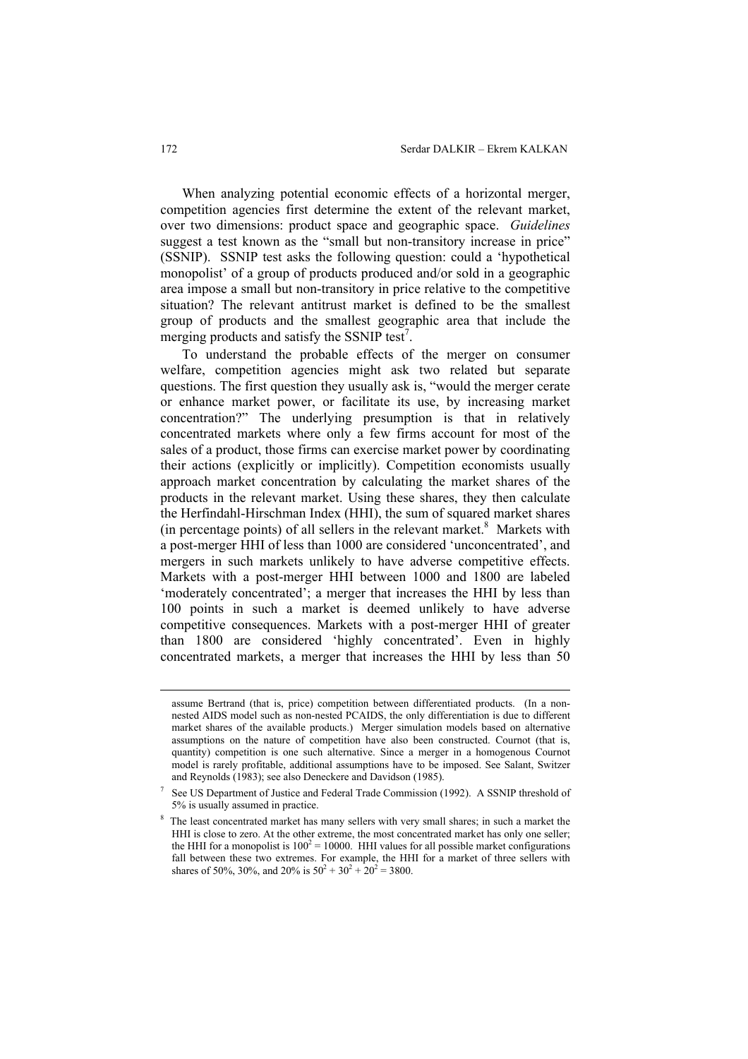When analyzing potential economic effects of a horizontal merger, competition agencies first determine the extent of the relevant market, over two dimensions: product space and geographic space. *Guidelines* suggest a test known as the "small but non-transitory increase in price" (SSNIP). SSNIP test asks the following question: could a 'hypothetical monopolist' of a group of products produced and/or sold in a geographic area impose a small but non-transitory in price relative to the competitive situation? The relevant antitrust market is defined to be the smallest group of products and the smallest geographic area that include the merging products and satisfy the SSNIP test[7].

To understand the probable effects of the merger on consumer welfare, competition agencies might ask two related but separate questions. The first question they usually ask is, "would the merger cerate or enhance market power, or facilitate its use, by increasing market concentration?" The underlying presumption is that in relatively concentrated markets where only a few firms account for most of the sales of a product, those firms can exercise market power by coordinating their actions (explicitly or implicitly). Competition economists usually approach market concentration by calculating the market shares of the products in the relevant market. Using these shares, they then calculate the Herfindahl-Hirschman Index (HHI), the sum of squared market shares (in percentage points) of all sellers in the relevant market.[8] Markets with a post-merger HHI of less than 1000 are considered 'unconcentrated', and mergers in such markets unlikely to have adverse competitive effects. Markets with a post-merger HHI between 1000 and 1800 are labeled 'moderately concentrated'; a merger that increases the HHI by less than 100 points in such a market is deemed unlikely to have adverse competitive consequences. Markets with a post-merger HHI of greater than 1800 are considered 'highly concentrated'. Even in highly concentrated markets, a merger that increases the HHI by less than 50

---

assume Bertrand (that is, price) competition between differentiated products. (In a non-nested AIDS model such as non-nested PCAIDS, the only differentiation is due to different market shares of the available products.) Merger simulation models based on alternative assumptions on the nature of competition have also been constructed. Cournot (that is, quantity) competition is one such alternative. Since a merger in a homogenous Cournot model is rarely profitable, additional assumptions have to be imposed. See Salant, Switzer and Reynolds (1983); see also Deneckere and Davidson (1985).

[7] See US Department of Justice and Federal Trade Commission (1992). A SSNIP threshold of 5% is usually assumed in practice.

[8] The least concentrated market has many sellers with very small shares; in such a market the HHI is close to zero. At the other extreme, the most concentrated market has only one seller; the HHI for a monopolist is $100^2 = 10000$. HHI values for all possible market configurations fall between these two extremes. For example, the HHI for a market of three sellers with shares of 50%, 30%, and 20% is $50^2 + 30^2 + 20^2 = 3800$.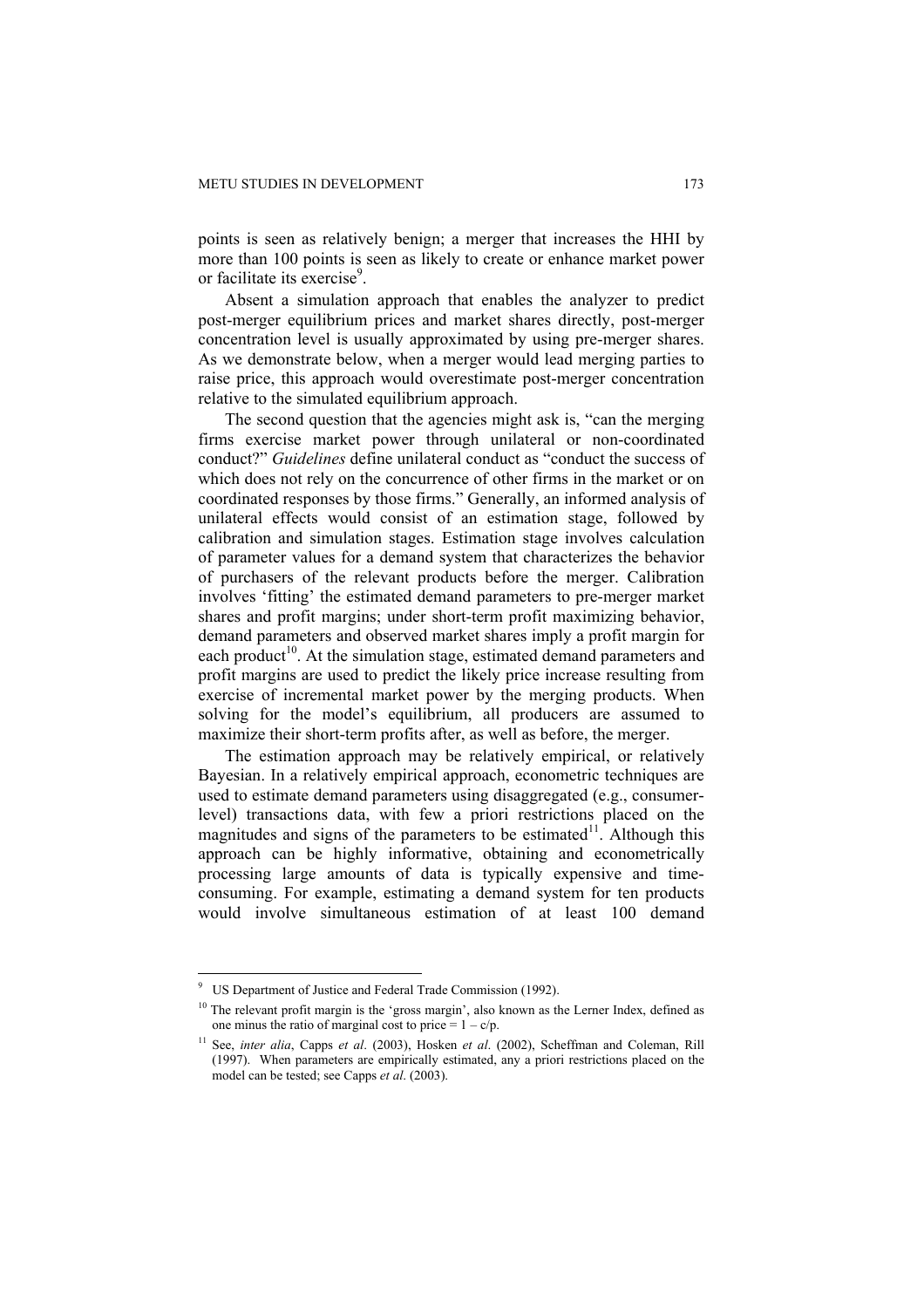points is seen as relatively benign; a merger that increases the HHI by more than 100 points is seen as likely to create or enhance market power or facilitate its exercise[9].

Absent a simulation approach that enables the analyzer to predict post-merger equilibrium prices and market shares directly, post-merger concentration level is usually approximated by using pre-merger shares. As we demonstrate below, when a merger would lead merging parties to raise price, this approach would overestimate post-merger concentration relative to the simulated equilibrium approach.

The second question that the agencies might ask is, "can the merging firms exercise market power through unilateral or non-coordinated conduct?" *Guidelines* define unilateral conduct as "conduct the success of which does not rely on the concurrence of other firms in the market or on coordinated responses by those firms." Generally, an informed analysis of unilateral effects would consist of an estimation stage, followed by calibration and simulation stages. Estimation stage involves calculation of parameter values for a demand system that characterizes the behavior of purchasers of the relevant products before the merger. Calibration involves 'fitting' the estimated demand parameters to pre-merger market shares and profit margins; under short-term profit maximizing behavior, demand parameters and observed market shares imply a profit margin for each product[10]. At the simulation stage, estimated demand parameters and profit margins are used to predict the likely price increase resulting from exercise of incremental market power by the merging products. When solving for the model's equilibrium, all producers are assumed to maximize their short-term profits after, as well as before, the merger.

The estimation approach may be relatively empirical, or relatively Bayesian. In a relatively empirical approach, econometric techniques are used to estimate demand parameters using disaggregated (e.g., consumer-level) transactions data, with few a priori restrictions placed on the magnitudes and signs of the parameters to be estimated[11]. Although this approach can be highly informative, obtaining and econometrically processing large amounts of data is typically expensive and time-consuming. For example, estimating a demand system for ten products would involve simultaneous estimation of at least 100 demand

---

[9] US Department of Justice and Federal Trade Commission (1992).

[10] The relevant profit margin is the 'gross margin', also known as the Lerner Index, defined as one minus the ratio of marginal cost to price = $1 - c/p$.

[11] See, *inter alia*, Capps *et al*. (2003), Hosken *et al.* (2002), Scheffman and Coleman, Rill (1997). When parameters are empirically estimated, any a priori restrictions placed on the model can be tested; see Capps *et al*. (2003).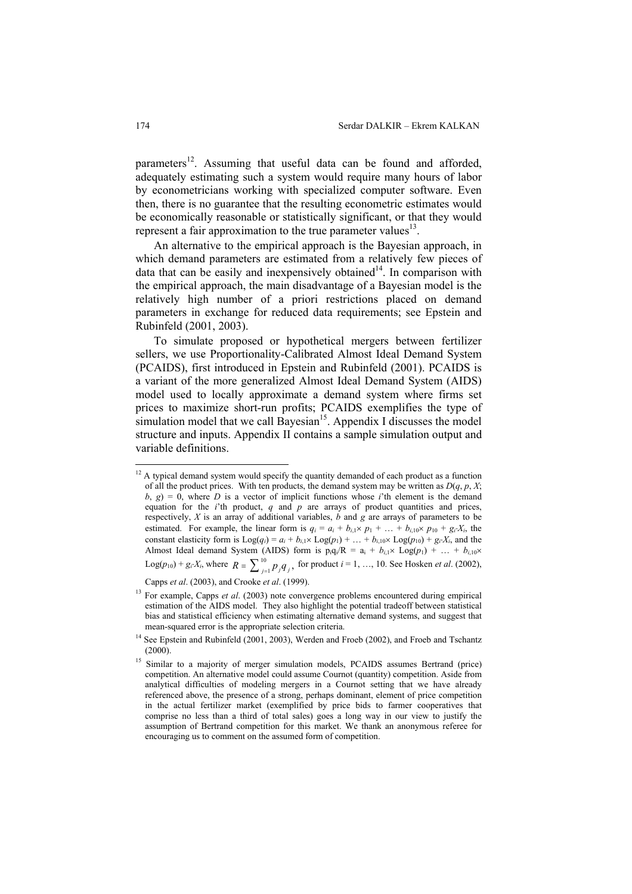parameters[12]. Assuming that useful data can be found and afforded, adequately estimating such a system would require many hours of labor by econometricians working with specialized computer software. Even then, there is no guarantee that the resulting econometric estimates would be economically reasonable or statistically significant, or that they would represent a fair approximation to the true parameter values[13].

An alternative to the empirical approach is the Bayesian approach, in which demand parameters are estimated from a relatively few pieces of data that can be easily and inexpensively obtained[14]. In comparison with the empirical approach, the main disadvantage of a Bayesian model is the relatively high number of a priori restrictions placed on demand parameters in exchange for reduced data requirements; see Epstein and Rubinfeld (2001, 2003).

To simulate proposed or hypothetical mergers between fertilizer sellers, we use Proportionality-Calibrated Almost Ideal Demand System (PCAIDS), first introduced in Epstein and Rubinfeld (2001). PCAIDS is a variant of the more generalized Almost Ideal Demand System (AIDS) model used to locally approximate a demand system where firms set prices to maximize short-run profits; PCAIDS exemplifies the type of simulation model that we call Bayesian[15]. Appendix I discusses the model structure and inputs. Appendix II contains a sample simulation output and variable definitions.

---

[12] A typical demand system would specify the quantity demanded of each product as a function of all the product prices. With ten products, the demand system may be written as $D(q, p, X; b, g) = 0$, where $D$ is a vector of implicit functions whose $i$'th element is the demand equation for the $i$'th product, $q$ and $p$ are arrays of product quantities and prices, respectively, $X$ is an array of additional variables, $b$ and $g$ are arrays of parameters to be estimated. For example, the linear form is $q_i = a_i + b_{i,1}\times p_1 + \ldots + b_{i,10}\times p_{10} + g_i \cdot X_i$, the constant elasticity form is $\text{Log}(q_i) = a_i + b_{i,1}\times \text{Log}(p_1) + \ldots + b_{i,10}\times \text{Log}(p_{10}) + g_i \cdot X_i$, and the Almost Ideal demand System (AIDS) form is $p_i q_i / R = a_i + b_{i,1}\times \text{Log}(p_1) + \ldots + b_{i,10}\times \text{Log}(p_{10}) + g_i \cdot X_i$, where $R = \sum_{j=1}^{10} p_j q_j$, for product $i = 1, \ldots, 10$. See Hosken *et al*. (2002), Capps *et al*. (2003), and Crooke *et al*. (1999).

[13] For example, Capps *et al*. (2003) note convergence problems encountered during empirical estimation of the AIDS model. They also highlight the potential tradeoff between statistical bias and statistical efficiency when estimating alternative demand systems, and suggest that mean-squared error is the appropriate selection criteria.

[14] See Epstein and Rubinfeld (2001, 2003), Werden and Froeb (2002), and Froeb and Tschantz (2000).

[15] Similar to a majority of merger simulation models, PCAIDS assumes Bertrand (price) competition. An alternative model could assume Cournot (quantity) competition. Aside from analytical difficulties of modeling mergers in a Cournot setting that we have already referenced above, the presence of a strong, perhaps dominant, element of price competition in the actual fertilizer market (exemplified by price bids to farmer cooperatives that comprise no less than a third of total sales) goes a long way in our view to justify the assumption of Bertrand competition for this market. We thank an anonymous referee for encouraging us to comment on the assumed form of competition.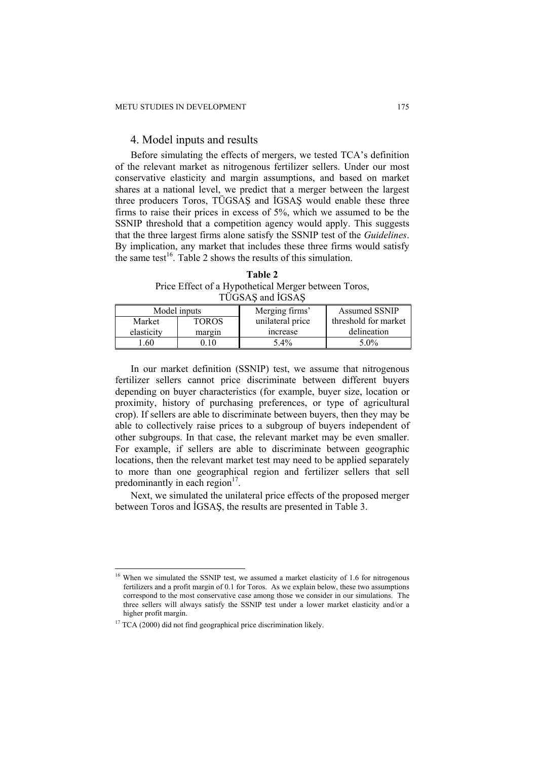## 4. Model inputs and results

Before simulating the effects of mergers, we tested TCA's definition of the relevant market as nitrogenous fertilizer sellers. Under our most conservative elasticity and margin assumptions, and based on market shares at a national level, we predict that a merger between the largest three producers Toros, TÜGSAŞ and İGSAŞ would enable these three firms to raise their prices in excess of 5%, which we assumed to be the SSNIP threshold that a competition agency would apply. This suggests that the three largest firms alone satisfy the SSNIP test of the *Guidelines*. By implication, any market that includes these three firms would satisfy the same test[16]. Table 2 shows the results of this simulation.

**Table 2**
Price Effect of a Hypothetical Merger between Toros, TÜGSAŞ and İGSAŞ

| Model inputs | | Merging firms' unilateral price increase | Assumed SSNIP threshold for market delineation |
|---|---|---|---|
| Market elasticity | TOROS margin | | |
| 1.60 | 0.10 | 5.4% | 5.0% |

In our market definition (SSNIP) test, we assume that nitrogenous fertilizer sellers cannot price discriminate between different buyers depending on buyer characteristics (for example, buyer size, location or proximity, history of purchasing preferences, or type of agricultural crop). If sellers are able to discriminate between buyers, then they may be able to collectively raise prices to a subgroup of buyers independent of other subgroups. In that case, the relevant market may be even smaller. For example, if sellers are able to discriminate between geographic locations, then the relevant market test may need to be applied separately to more than one geographical region and fertilizer sellers that sell predominantly in each region[17].

Next, we simulated the unilateral price effects of the proposed merger between Toros and İGSAŞ, the results are presented in Table 3.

---

[16] When we simulated the SSNIP test, we assumed a market elasticity of 1.6 for nitrogenous fertilizers and a profit margin of 0.1 for Toros. As we explain below, these two assumptions correspond to the most conservative case among those we consider in our simulations. The three sellers will always satisfy the SSNIP test under a lower market elasticity and/or a higher profit margin.

[17] TCA (2000) did not find geographical price discrimination likely.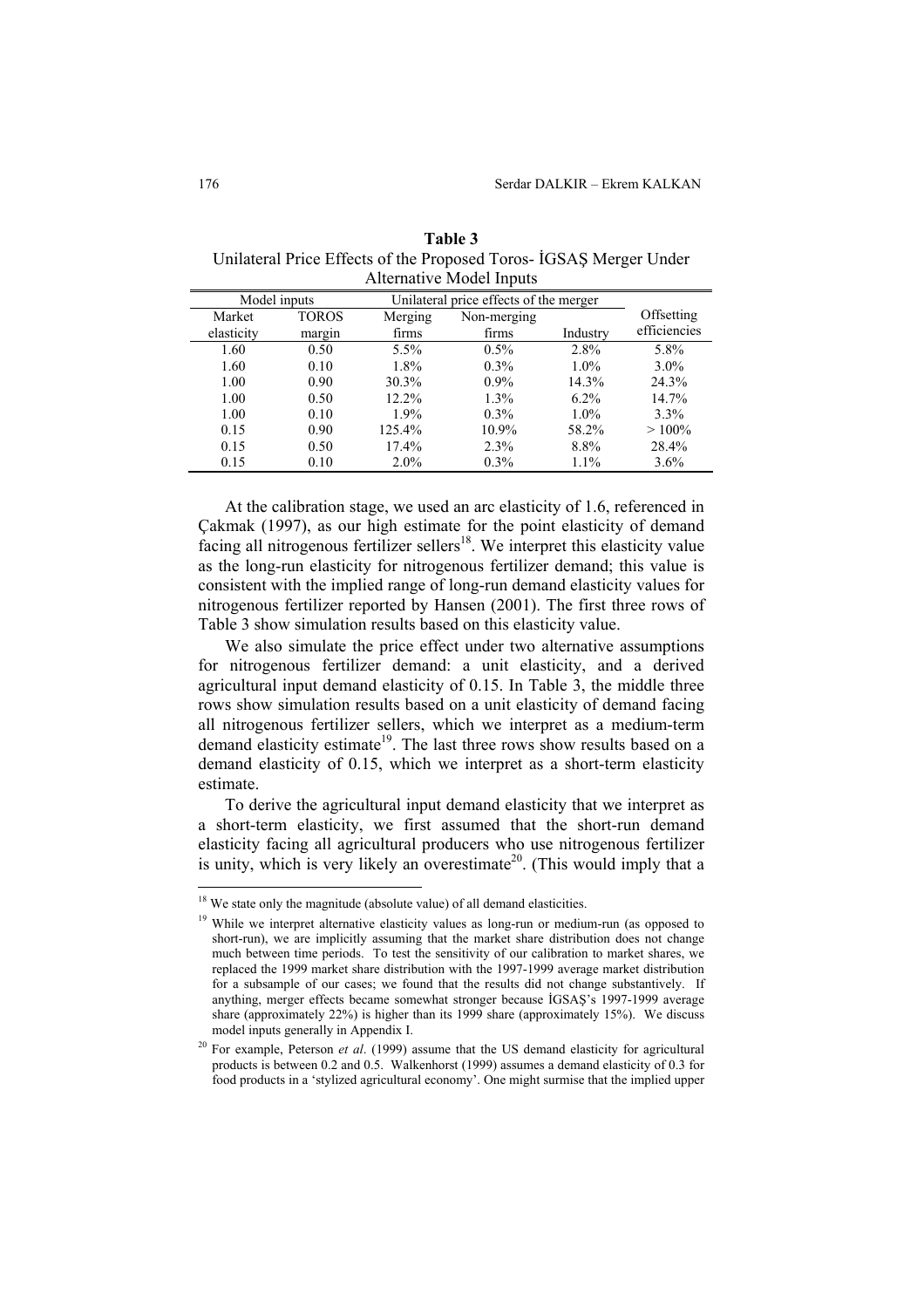**Table 3**
Unilateral Price Effects of the Proposed Toros- İGSAŞ Merger Under Alternative Model Inputs

| Model inputs | | Unilateral price effects of the merger | | | |
|---|---|---|---|---|---|
| Market elasticity | TOROS margin | Merging firms | Non-merging firms | Industry | Offsetting efficiencies |
| 1.60 | 0.50 | 5.5% | 0.5% | 2.8% | 5.8% |
| 1.60 | 0.10 | 1.8% | 0.3% | 1.0% | 3.0% |
| 1.00 | 0.90 | 30.3% | 0.9% | 14.3% | 24.3% |
| 1.00 | 0.50 | 12.2% | 1.3% | 6.2% | 14.7% |
| 1.00 | 0.10 | 1.9% | 0.3% | 1.0% | 3.3% |
| 0.15 | 0.90 | 125.4% | 10.9% | 58.2% | > 100% |
| 0.15 | 0.50 | 17.4% | 2.3% | 8.8% | 28.4% |
| 0.15 | 0.10 | 2.0% | 0.3% | 1.1% | 3.6% |

At the calibration stage, we used an arc elasticity of 1.6, referenced in Çakmak (1997), as our high estimate for the point elasticity of demand facing all nitrogenous fertilizer sellers[18]. We interpret this elasticity value as the long-run elasticity for nitrogenous fertilizer demand; this value is consistent with the implied range of long-run demand elasticity values for nitrogenous fertilizer reported by Hansen (2001). The first three rows of Table 3 show simulation results based on this elasticity value.

We also simulate the price effect under two alternative assumptions for nitrogenous fertilizer demand: a unit elasticity, and a derived agricultural input demand elasticity of 0.15. In Table 3, the middle three rows show simulation results based on a unit elasticity of demand facing all nitrogenous fertilizer sellers, which we interpret as a medium-term demand elasticity estimate[19]. The last three rows show results based on a demand elasticity of 0.15, which we interpret as a short-term elasticity estimate.

To derive the agricultural input demand elasticity that we interpret as a short-term elasticity, we first assumed that the short-run demand elasticity facing all agricultural producers who use nitrogenous fertilizer is unity, which is very likely an overestimate[20]. (This would imply that a

[18] We state only the magnitude (absolute value) of all demand elasticities.

[19] While we interpret alternative elasticity values as long-run or medium-run (as opposed to short-run), we are implicitly assuming that the market share distribution does not change much between time periods. To test the sensitivity of our calibration to market shares, we replaced the 1999 market share distribution with the 1997-1999 average market distribution for a subsample of our cases; we found that the results did not change substantively. If anything, merger effects became somewhat stronger because İGSAŞ's 1997-1999 average share (approximately 22%) is higher than its 1999 share (approximately 15%). We discuss model inputs generally in Appendix I.

[20] For example, Peterson *et al*. (1999) assume that the US demand elasticity for agricultural products is between 0.2 and 0.5. Walkenhorst (1999) assumes a demand elasticity of 0.3 for food products in a 'stylized agricultural economy'. One might surmise that the implied upper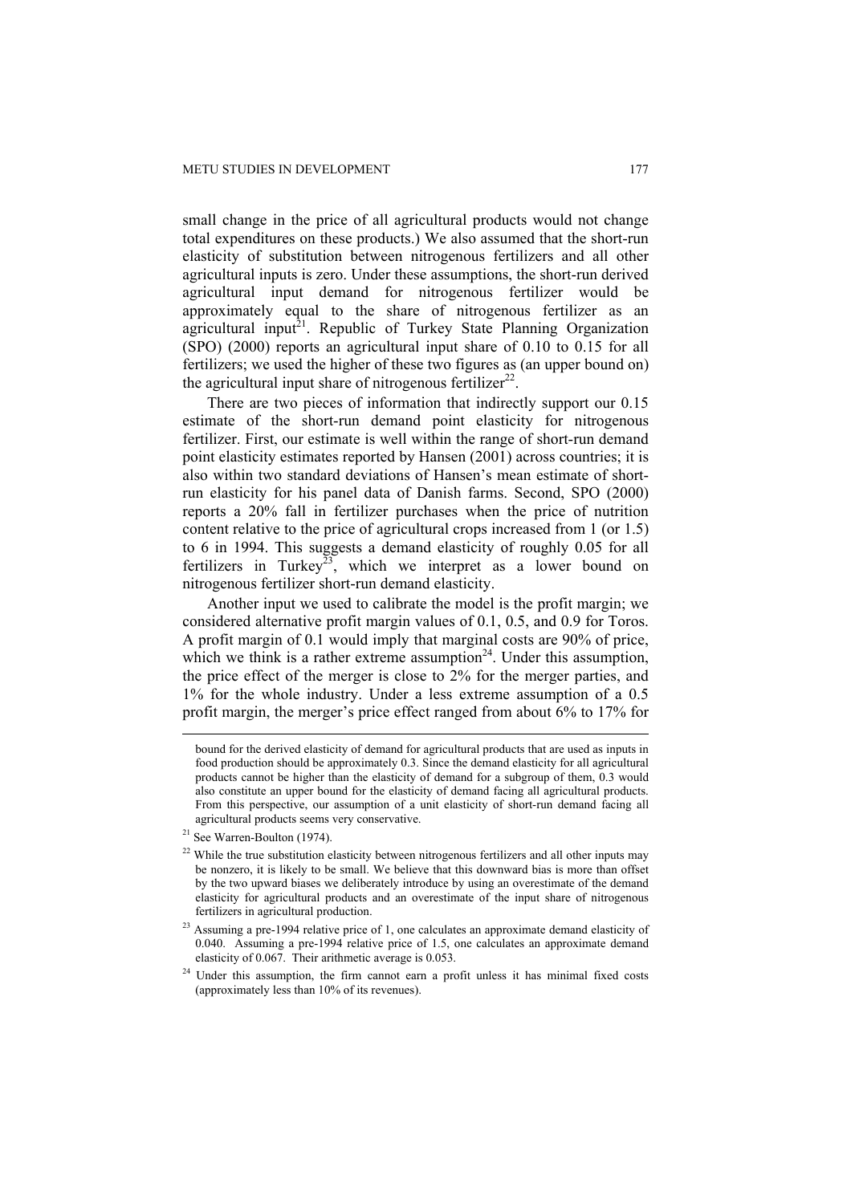small change in the price of all agricultural products would not change total expenditures on these products.) We also assumed that the short-run elasticity of substitution between nitrogenous fertilizers and all other agricultural inputs is zero. Under these assumptions, the short-run derived agricultural input demand for nitrogenous fertilizer would be approximately equal to the share of nitrogenous fertilizer as an agricultural input[21]. Republic of Turkey State Planning Organization (SPO) (2000) reports an agricultural input share of 0.10 to 0.15 for all fertilizers; we used the higher of these two figures as (an upper bound on) the agricultural input share of nitrogenous fertilizer[22].

There are two pieces of information that indirectly support our 0.15 estimate of the short-run demand point elasticity for nitrogenous fertilizer. First, our estimate is well within the range of short-run demand point elasticity estimates reported by Hansen (2001) across countries; it is also within two standard deviations of Hansen's mean estimate of short-run elasticity for his panel data of Danish farms. Second, SPO (2000) reports a 20% fall in fertilizer purchases when the price of nutrition content relative to the price of agricultural crops increased from 1 (or 1.5) to 6 in 1994. This suggests a demand elasticity of roughly 0.05 for all fertilizers in Turkey[23], which we interpret as a lower bound on nitrogenous fertilizer short-run demand elasticity.

Another input we used to calibrate the model is the profit margin; we considered alternative profit margin values of 0.1, 0.5, and 0.9 for Toros. A profit margin of 0.1 would imply that marginal costs are 90% of price, which we think is a rather extreme assumption[24]. Under this assumption, the price effect of the merger is close to 2% for the merger parties, and 1% for the whole industry. Under a less extreme assumption of a 0.5 profit margin, the merger's price effect ranged from about 6% to 17% for

bound for the derived elasticity of demand for agricultural products that are used as inputs in food production should be approximately 0.3. Since the demand elasticity for all agricultural products cannot be higher than the elasticity of demand for a subgroup of them, 0.3 would also constitute an upper bound for the elasticity of demand facing all agricultural products. From this perspective, our assumption of a unit elasticity of short-run demand facing all agricultural products seems very conservative.

[21] See Warren-Boulton (1974).

[22] While the true substitution elasticity between nitrogenous fertilizers and all other inputs may be nonzero, it is likely to be small. We believe that this downward bias is more than offset by the two upward biases we deliberately introduce by using an overestimate of the demand elasticity for agricultural products and an overestimate of the input share of nitrogenous fertilizers in agricultural production.

[23] Assuming a pre-1994 relative price of 1, one calculates an approximate demand elasticity of 0.040. Assuming a pre-1994 relative price of 1.5, one calculates an approximate demand elasticity of 0.067. Their arithmetic average is 0.053.

[24] Under this assumption, the firm cannot earn a profit unless it has minimal fixed costs (approximately less than 10% of its revenues).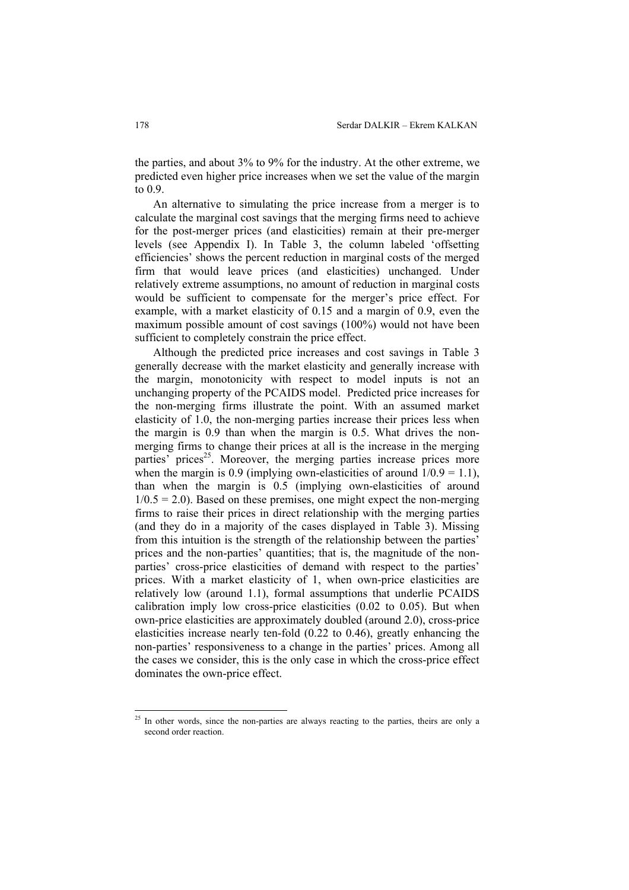the parties, and about 3% to 9% for the industry. At the other extreme, we predicted even higher price increases when we set the value of the margin to 0.9.

An alternative to simulating the price increase from a merger is to calculate the marginal cost savings that the merging firms need to achieve for the post-merger prices (and elasticities) remain at their pre-merger levels (see Appendix I). In Table 3, the column labeled 'offsetting efficiencies' shows the percent reduction in marginal costs of the merged firm that would leave prices (and elasticities) unchanged. Under relatively extreme assumptions, no amount of reduction in marginal costs would be sufficient to compensate for the merger's price effect. For example, with a market elasticity of 0.15 and a margin of 0.9, even the maximum possible amount of cost savings (100%) would not have been sufficient to completely constrain the price effect.

Although the predicted price increases and cost savings in Table 3 generally decrease with the market elasticity and generally increase with the margin, monotonicity with respect to model inputs is not an unchanging property of the PCAIDS model. Predicted price increases for the non-merging firms illustrate the point. With an assumed market elasticity of 1.0, the non-merging parties increase their prices less when the margin is 0.9 than when the margin is 0.5. What drives the non-merging firms to change their prices at all is the increase in the merging parties' prices[25]. Moreover, the merging parties increase prices more when the margin is 0.9 (implying own-elasticities of around $1/0.9 = 1.1$), than when the margin is 0.5 (implying own-elasticities of around $1/0.5 = 2.0$). Based on these premises, one might expect the non-merging firms to raise their prices in direct relationship with the merging parties (and they do in a majority of the cases displayed in Table 3). Missing from this intuition is the strength of the relationship between the parties' prices and the non-parties' quantities; that is, the magnitude of the non-parties' cross-price elasticities of demand with respect to the parties' prices. With a market elasticity of 1, when own-price elasticities are relatively low (around 1.1), formal assumptions that underlie PCAIDS calibration imply low cross-price elasticities (0.02 to 0.05). But when own-price elasticities are approximately doubled (around 2.0), cross-price elasticities increase nearly ten-fold (0.22 to 0.46), greatly enhancing the non-parties' responsiveness to a change in the parties' prices. Among all the cases we consider, this is the only case in which the cross-price effect dominates the own-price effect.

[25] In other words, since the non-parties are always reacting to the parties, theirs are only a second order reaction.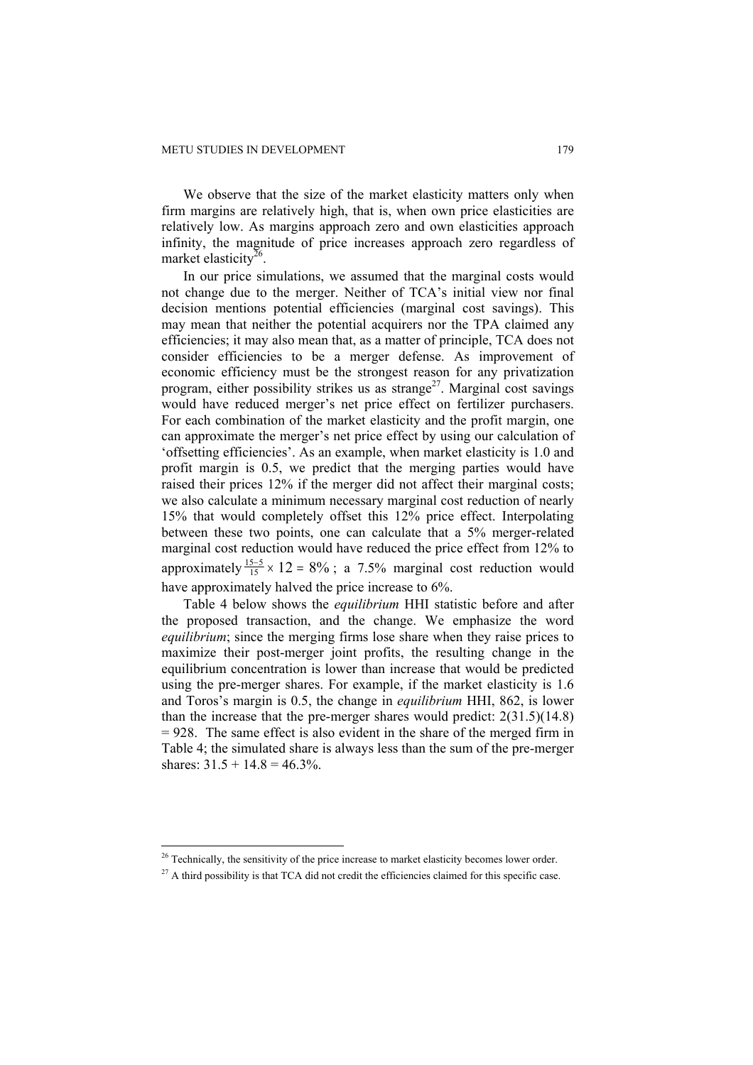We observe that the size of the market elasticity matters only when firm margins are relatively high, that is, when own price elasticities are relatively low. As margins approach zero and own elasticities approach infinity, the magnitude of price increases approach zero regardless of market elasticity[26].

In our price simulations, we assumed that the marginal costs would not change due to the merger. Neither of TCA's initial view nor final decision mentions potential efficiencies (marginal cost savings). This may mean that neither the potential acquirers nor the TPA claimed any efficiencies; it may also mean that, as a matter of principle, TCA does not consider efficiencies to be a merger defense. As improvement of economic efficiency must be the strongest reason for any privatization program, either possibility strikes us as strange[27]. Marginal cost savings would have reduced merger's net price effect on fertilizer purchasers. For each combination of the market elasticity and the profit margin, one can approximate the merger's net price effect by using our calculation of 'offsetting efficiencies'. As an example, when market elasticity is 1.0 and profit margin is 0.5, we predict that the merging parties would have raised their prices 12% if the merger did not affect their marginal costs; we also calculate a minimum necessary marginal cost reduction of nearly 15% that would completely offset this 12% price effect. Interpolating between these two points, one can calculate that a 5% merger-related marginal cost reduction would have reduced the price effect from 12% to approximately $\frac{15-5}{15} \times 12 = 8\%$; a 7.5% marginal cost reduction would have approximately halved the price increase to 6%.

Table 4 below shows the *equilibrium* HHI statistic before and after the proposed transaction, and the change. We emphasize the word *equilibrium*; since the merging firms lose share when they raise prices to maximize their post-merger joint profits, the resulting change in the equilibrium concentration is lower than increase that would be predicted using the pre-merger shares. For example, if the market elasticity is 1.6 and Toros's margin is 0.5, the change in *equilibrium* HHI, 862, is lower than the increase that the pre-merger shares would predict: 2(31.5)(14.8) = 928. The same effect is also evident in the share of the merged firm in Table 4; the simulated share is always less than the sum of the pre-merger shares: 31.5 + 14.8 = 46.3%.

---

[26] Technically, the sensitivity of the price increase to market elasticity becomes lower order.

[27] A third possibility is that TCA did not credit the efficiencies claimed for this specific case.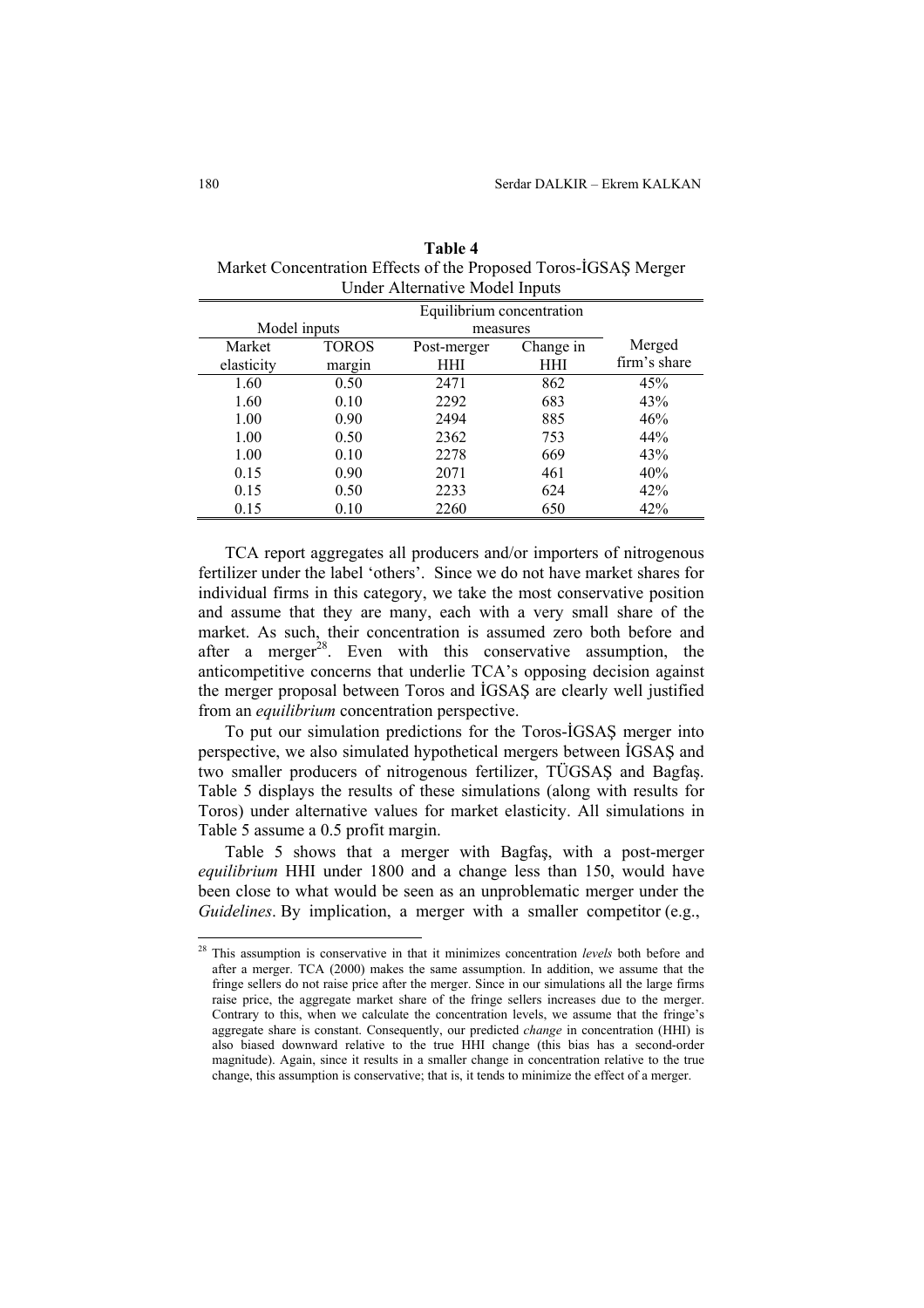**Table 4**
Market Concentration Effects of the Proposed Toros-İGSAŞ Merger Under Alternative Model Inputs

| Model inputs | | Equilibrium concentration measures | | |
|---|---|---|---|---|
| Market elasticity | TOROS margin | Post-merger HHI | Change in HHI | Merged firm's share |
| 1.60 | 0.50 | 2471 | 862 | 45% |
| 1.60 | 0.10 | 2292 | 683 | 43% |
| 1.00 | 0.90 | 2494 | 885 | 46% |
| 1.00 | 0.50 | 2362 | 753 | 44% |
| 1.00 | 0.10 | 2278 | 669 | 43% |
| 0.15 | 0.90 | 2071 | 461 | 40% |
| 0.15 | 0.50 | 2233 | 624 | 42% |
| 0.15 | 0.10 | 2260 | 650 | 42% |

TCA report aggregates all producers and/or importers of nitrogenous fertilizer under the label 'others'. Since we do not have market shares for individual firms in this category, we take the most conservative position and assume that they are many, each with a very small share of the market. As such, their concentration is assumed zero both before and after a merger[28]. Even with this conservative assumption, the anticompetitive concerns that underlie TCA's opposing decision against the merger proposal between Toros and İGSAŞ are clearly well justified from an *equilibrium* concentration perspective.

To put our simulation predictions for the Toros-İGSAŞ merger into perspective, we also simulated hypothetical mergers between İGSAŞ and two smaller producers of nitrogenous fertilizer, TÜGSAŞ and Bagfaş. Table 5 displays the results of these simulations (along with results for Toros) under alternative values for market elasticity. All simulations in Table 5 assume a 0.5 profit margin.

Table 5 shows that a merger with Bagfaş, with a post-merger *equilibrium* HHI under 1800 and a change less than 150, would have been close to what would be seen as an unproblematic merger under the *Guidelines*. By implication, a merger with a smaller competitor (e.g.,

[28] This assumption is conservative in that it minimizes concentration *levels* both before and after a merger. TCA (2000) makes the same assumption. In addition, we assume that the fringe sellers do not raise price after the merger. Since in our simulations all the large firms raise price, the aggregate market share of the fringe sellers increases due to the merger. Contrary to this, when we calculate the concentration levels, we assume that the fringe's aggregate share is constant. Consequently, our predicted *change* in concentration (HHI) is also biased downward relative to the true HHI change (this bias has a second-order magnitude). Again, since it results in a smaller change in concentration relative to the true change, this assumption is conservative; that is, it tends to minimize the effect of a merger.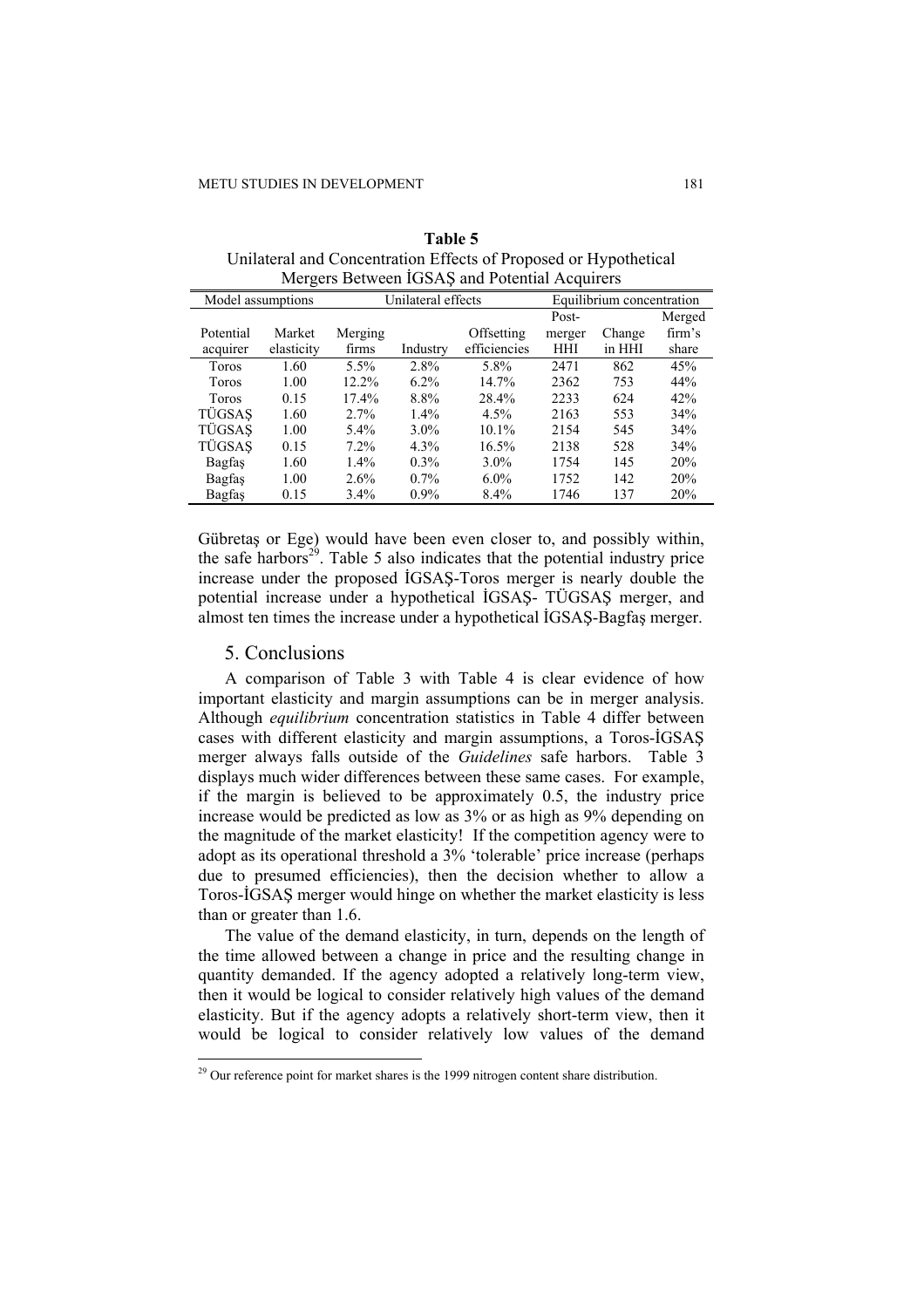**Table 5**
Unilateral and Concentration Effects of Proposed or Hypothetical Mergers Between İGSAŞ and Potential Acquirers

| Model assumptions | | Unilateral effects | | | Equilibrium concentration | | |
|---|---|---|---|---|---|---|---|
| Potential acquirer | Market elasticity | Merging firms | Industry | Offsetting efficiencies | Post-merger HHI | Change in HHI | Merged firm's share |
| Toros | 1.60 | 5.5% | 2.8% | 5.8% | 2471 | 862 | 45% |
| Toros | 1.00 | 12.2% | 6.2% | 14.7% | 2362 | 753 | 44% |
| Toros | 0.15 | 17.4% | 8.8% | 28.4% | 2233 | 624 | 42% |
| TÜGSAŞ | 1.60 | 2.7% | 1.4% | 4.5% | 2163 | 553 | 34% |
| TÜGSAŞ | 1.00 | 5.4% | 3.0% | 10.1% | 2154 | 545 | 34% |
| TÜGSAŞ | 0.15 | 7.2% | 4.3% | 16.5% | 2138 | 528 | 34% |
| Bagfaş | 1.60 | 1.4% | 0.3% | 3.0% | 1754 | 145 | 20% |
| Bagfaş | 1.00 | 2.6% | 0.7% | 6.0% | 1752 | 142 | 20% |
| Bagfaş | 0.15 | 3.4% | 0.9% | 8.4% | 1746 | 137 | 20% |

Gübretaş or Ege) would have been even closer to, and possibly within, the safe harbors[29]. Table 5 also indicates that the potential industry price increase under the proposed İGSAŞ-Toros merger is nearly double the potential increase under a hypothetical İGSAŞ- TÜGSAŞ merger, and almost ten times the increase under a hypothetical İGSAŞ-Bagfaş merger.

## 5. Conclusions

A comparison of Table 3 with Table 4 is clear evidence of how important elasticity and margin assumptions can be in merger analysis. Although *equilibrium* concentration statistics in Table 4 differ between cases with different elasticity and margin assumptions, a Toros-İGSAŞ merger always falls outside of the *Guidelines* safe harbors. Table 3 displays much wider differences between these same cases. For example, if the margin is believed to be approximately 0.5, the industry price increase would be predicted as low as 3% or as high as 9% depending on the magnitude of the market elasticity! If the competition agency were to adopt as its operational threshold a 3% 'tolerable' price increase (perhaps due to presumed efficiencies), then the decision whether to allow a Toros-İGSAŞ merger would hinge on whether the market elasticity is less than or greater than 1.6.

The value of the demand elasticity, in turn, depends on the length of the time allowed between a change in price and the resulting change in quantity demanded. If the agency adopted a relatively long-term view, then it would be logical to consider relatively high values of the demand elasticity. But if the agency adopts a relatively short-term view, then it would be logical to consider relatively low values of the demand

---

[29] Our reference point for market shares is the 1999 nitrogen content share distribution.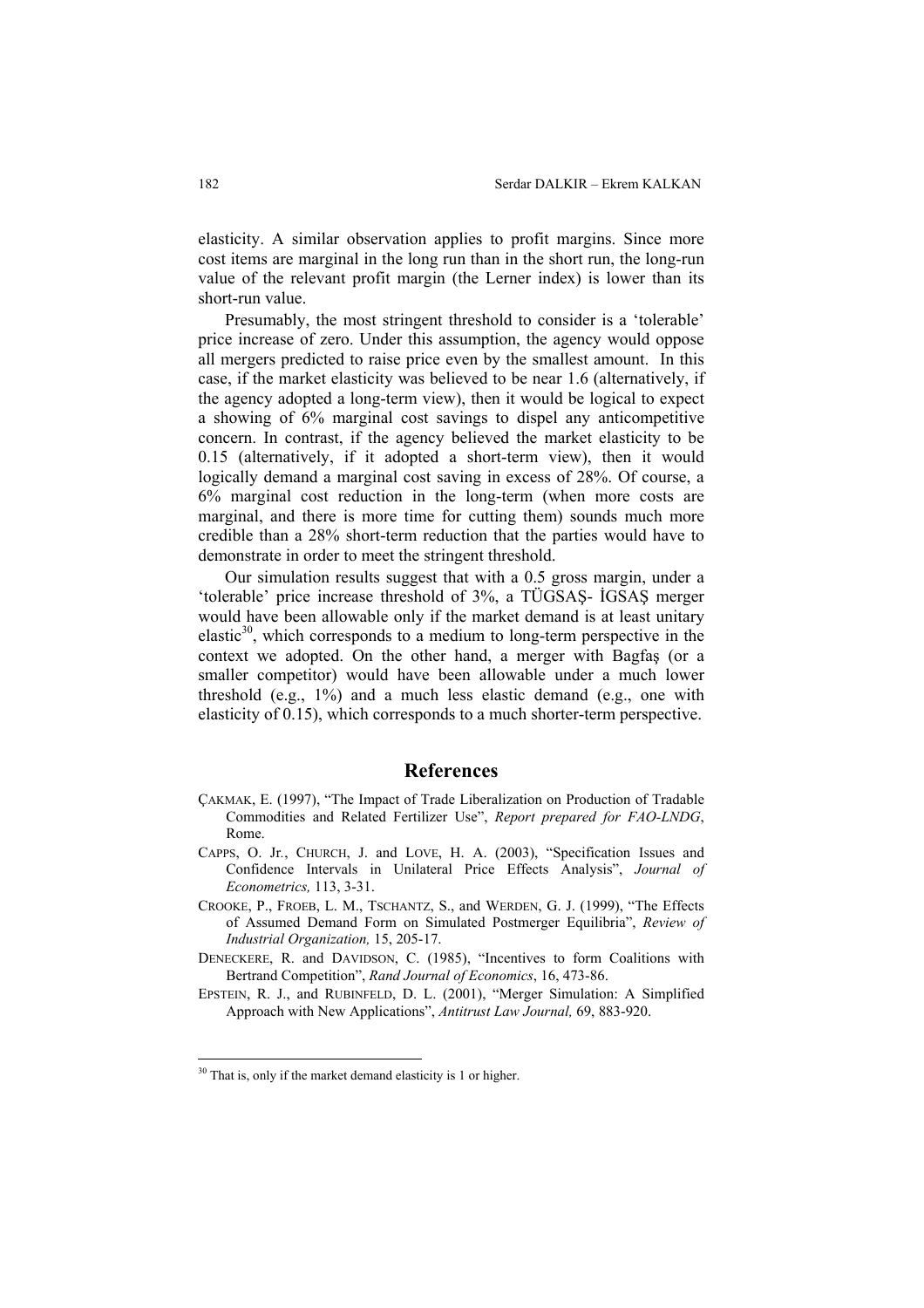elasticity. A similar observation applies to profit margins. Since more cost items are marginal in the long run than in the short run, the long-run value of the relevant profit margin (the Lerner index) is lower than its short-run value.

Presumably, the most stringent threshold to consider is a 'tolerable' price increase of zero. Under this assumption, the agency would oppose all mergers predicted to raise price even by the smallest amount. In this case, if the market elasticity was believed to be near 1.6 (alternatively, if the agency adopted a long-term view), then it would be logical to expect a showing of 6% marginal cost savings to dispel any anticompetitive concern. In contrast, if the agency believed the market elasticity to be 0.15 (alternatively, if it adopted a short-term view), then it would logically demand a marginal cost saving in excess of 28%. Of course, a 6% marginal cost reduction in the long-term (when more costs are marginal, and there is more time for cutting them) sounds much more credible than a 28% short-term reduction that the parties would have to demonstrate in order to meet the stringent threshold.

Our simulation results suggest that with a 0.5 gross margin, under a 'tolerable' price increase threshold of 3%, a TÜGSAŞ- İGSAŞ merger would have been allowable only if the market demand is at least unitary elastic[30], which corresponds to a medium to long-term perspective in the context we adopted. On the other hand, a merger with Bagfaş (or a smaller competitor) would have been allowable under a much lower threshold (e.g., 1%) and a much less elastic demand (e.g., one with elasticity of 0.15), which corresponds to a much shorter-term perspective.

## References

ÇAKMAK, E. (1997), "The Impact of Trade Liberalization on Production of Tradable Commodities and Related Fertilizer Use", *Report prepared for FAO-LNDG*, Rome.

CAPPS, O. Jr., CHURCH, J. and LOVE, H. A. (2003), "Specification Issues and Confidence Intervals in Unilateral Price Effects Analysis", *Journal of Econometrics,* 113, 3-31.

CROOKE, P., FROEB, L. M., TSCHANTZ, S., and WERDEN, G. J. (1999), "The Effects of Assumed Demand Form on Simulated Postmerger Equilibria", *Review of Industrial Organization,* 15, 205-17.

DENECKERE, R. and DAVIDSON, C. (1985), "Incentives to form Coalitions with Bertrand Competition", *Rand Journal of Economics*, 16, 473-86.

EPSTEIN, R. J., and RUBINFELD, D. L. (2001), "Merger Simulation: A Simplified Approach with New Applications", *Antitrust Law Journal,* 69, 883-920.

[30] That is, only if the market demand elasticity is 1 or higher.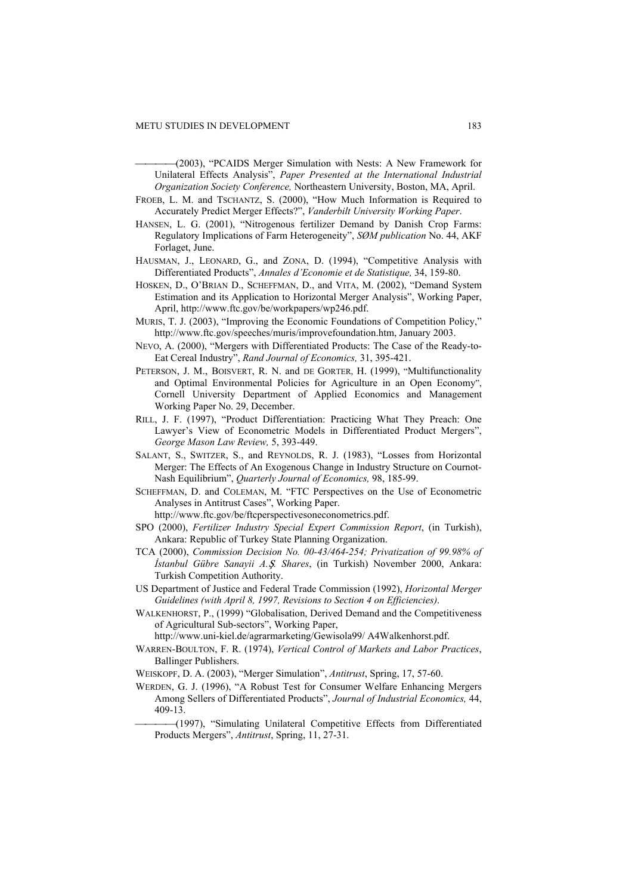———(2003), "PCAIDS Merger Simulation with Nests: A New Framework for Unilateral Effects Analysis", *Paper Presented at the International Industrial Organization Society Conference,* Northeastern University, Boston, MA, April.

FROEB, L. M. and TSCHANTZ, S. (2000), "How Much Information is Required to Accurately Predict Merger Effects?", *Vanderbilt University Working Paper*.

HANSEN, L. G. (2001), "Nitrogenous fertilizer Demand by Danish Crop Farms: Regulatory Implications of Farm Heterogeneity", *SØM publication* No. 44, AKF Forlaget, June.

HAUSMAN, J., LEONARD, G., and ZONA, D. (1994), "Competitive Analysis with Differentiated Products", *Annales d'Economie et de Statistique,* 34, 159-80.

HOSKEN, D., O'BRIAN D., SCHEFFMAN, D., and VITA, M. (2002), "Demand System Estimation and its Application to Horizontal Merger Analysis", Working Paper, April, http://www.ftc.gov/be/workpapers/wp246.pdf.

MURIS, T. J. (2003), "Improving the Economic Foundations of Competition Policy," http://www.ftc.gov/speeches/muris/improvefoundation.htm, January 2003.

NEVO, A. (2000), "Mergers with Differentiated Products: The Case of the Ready-to-Eat Cereal Industry", *Rand Journal of Economics,* 31, 395-421.

PETERSON, J. M., BOISVERT, R. N. and DE GORTER, H. (1999), "Multifunctionality and Optimal Environmental Policies for Agriculture in an Open Economy", Cornell University Department of Applied Economics and Management Working Paper No. 29, December.

RILL, J. F. (1997), "Product Differentiation: Practicing What They Preach: One Lawyer's View of Econometric Models in Differentiated Product Mergers", *George Mason Law Review,* 5, 393-449.

SALANT, S., SWITZER, S., and REYNOLDS, R. J. (1983), "Losses from Horizontal Merger: The Effects of An Exogenous Change in Industry Structure on Cournot-Nash Equilibrium", *Quarterly Journal of Economics,* 98, 185-99.

SCHEFFMAN, D. and COLEMAN, M. "FTC Perspectives on the Use of Econometric Analyses in Antitrust Cases", Working Paper. http://www.ftc.gov/be/ftcperspectivesoneconometrics.pdf.

SPO (2000), *Fertilizer Industry Special Expert Commission Report*, (in Turkish), Ankara: Republic of Turkey State Planning Organization.

TCA (2000), *Commission Decision No. 00-43/464-254; Privatization of 99.98% of İstanbul Gübre Sanayii A.Ş. Shares*, (in Turkish) November 2000, Ankara: Turkish Competition Authority.

US Department of Justice and Federal Trade Commission (1992), *Horizontal Merger Guidelines (with April 8, 1997, Revisions to Section 4 on Efficiencies)*.

WALKENHORST, P., (1999) "Globalisation, Derived Demand and the Competitiveness of Agricultural Sub-sectors", Working Paper, http://www.uni-kiel.de/agrarmarketing/Gewisola99/ A4Walkenhorst.pdf.

WARREN-BOULTON, F. R. (1974), *Vertical Control of Markets and Labor Practices*, Ballinger Publishers.

WEISKOPF, D. A. (2003), "Merger Simulation", *Antitrust*, Spring, 17, 57-60.

WERDEN, G. J. (1996), "A Robust Test for Consumer Welfare Enhancing Mergers Among Sellers of Differentiated Products", *Journal of Industrial Economics,* 44, 409-13.

———(1997), "Simulating Unilateral Competitive Effects from Differentiated Products Mergers", *Antitrust*, Spring, 11, 27-31.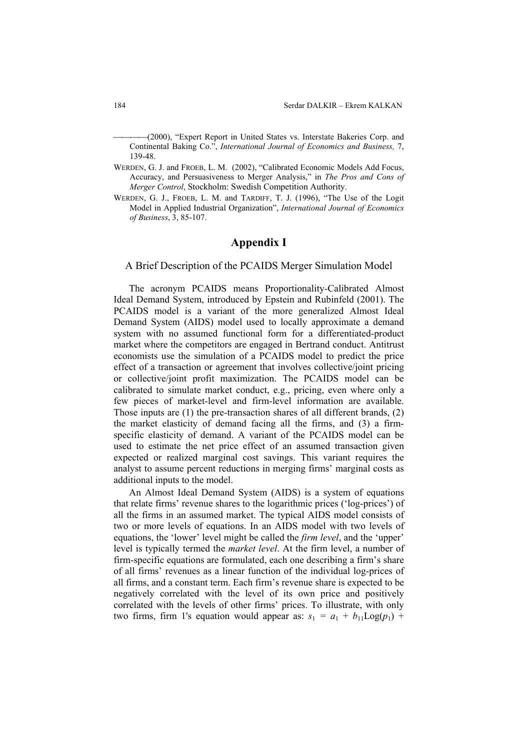———(2000), “Expert Report in United States vs. Interstate Bakeries Corp. and Continental Baking Co.”, *International Journal of Economics and Business,* 7, 139-48.

WERDEN, G. J. and FROEB, L. M. (2002), “Calibrated Economic Models Add Focus, Accuracy, and Persuasiveness to Merger Analysis,” in *The Pros and Cons of Merger Control*, Stockholm: Swedish Competition Authority.

WERDEN, G. J., FROEB, L. M. and TARDIFF, T. J. (1996), “The Use of the Logit Model in Applied Industrial Organization”, *International Journal of Economics of Business*, 3, 85-107.

# Appendix I

## A Brief Description of the PCAIDS Merger Simulation Model

The acronym PCAIDS means Proportionality-Calibrated Almost Ideal Demand System, introduced by Epstein and Rubinfeld (2001). The PCAIDS model is a variant of the more generalized Almost Ideal Demand System (AIDS) model used to locally approximate a demand system with no assumed functional form for a differentiated-product market where the competitors are engaged in Bertrand conduct. Antitrust economists use the simulation of a PCAIDS model to predict the price effect of a transaction or agreement that involves collective/joint pricing or collective/joint profit maximization. The PCAIDS model can be calibrated to simulate market conduct, e.g., pricing, even where only a few pieces of market-level and firm-level information are available. Those inputs are (1) the pre-transaction shares of all different brands, (2) the market elasticity of demand facing all the firms, and (3) a firm-specific elasticity of demand. A variant of the PCAIDS model can be used to estimate the net price effect of an assumed transaction given expected or realized marginal cost savings. This variant requires the analyst to assume percent reductions in merging firms’ marginal costs as additional inputs to the model.

An Almost Ideal Demand System (AIDS) is a system of equations that relate firms’ revenue shares to the logarithmic prices (‘log-prices’) of all the firms in an assumed market. The typical AIDS model consists of two or more levels of equations. In an AIDS model with two levels of equations, the ‘lower’ level might be called the *firm level*, and the ‘upper’ level is typically termed the *market level*. At the firm level, a number of firm-specific equations are formulated, each one describing a firm’s share of all firms’ revenues as a linear function of the individual log-prices of all firms, and a constant term. Each firm’s revenue share is expected to be negatively correlated with the level of its own price and positively correlated with the levels of other firms’ prices. To illustrate, with only two firms, firm 1's equation would appear as: $s_1 = a_1 + b_{11}\text{Log}(p_1) +$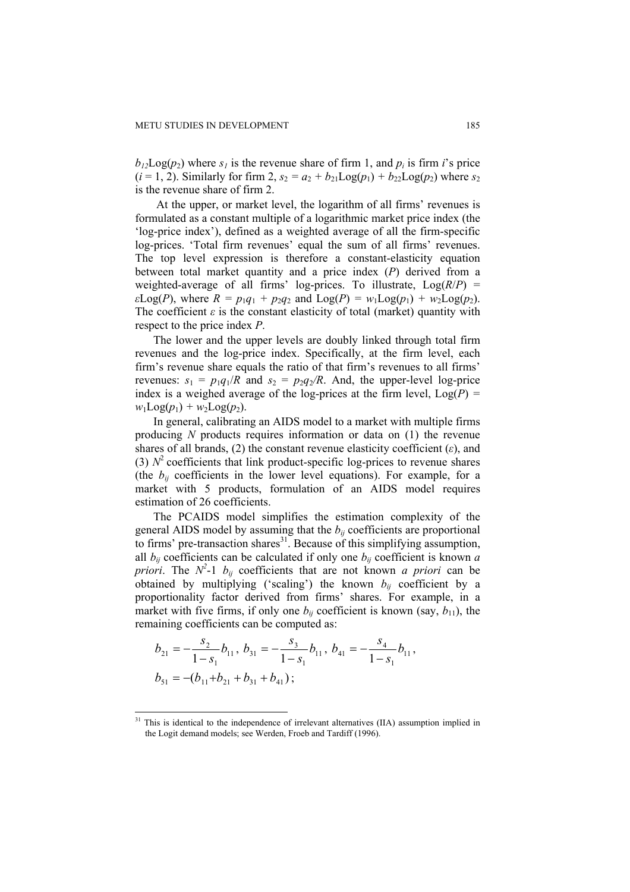$b_{12}\text{Log}(p_2)$ where $s_1$ is the revenue share of firm 1, and $p_i$ is firm $i$'s price ($i$ = 1, 2). Similarly for firm 2, $s_2 = a_2 + b_{21}\text{Log}(p_1) + b_{22}\text{Log}(p_2)$ where $s_2$ is the revenue share of firm 2.

At the upper, or market level, the logarithm of all firms' revenues is formulated as a constant multiple of a logarithmic market price index (the 'log-price index'), defined as a weighted average of all the firm-specific log-prices. 'Total firm revenues' equal the sum of all firms' revenues. The top level expression is therefore a constant-elasticity equation between total market quantity and a price index ($P$) derived from a weighted-average of all firms' log-prices. To illustrate, $\text{Log}(R/P) = \varepsilon\text{Log}(P)$, where $R = p_1q_1 + p_2q_2$ and $\text{Log}(P) = w_1\text{Log}(p_1) + w_2\text{Log}(p_2)$. The coefficient $\varepsilon$ is the constant elasticity of total (market) quantity with respect to the price index $P$.

The lower and the upper levels are doubly linked through total firm revenues and the log-price index. Specifically, at the firm level, each firm's revenue share equals the ratio of that firm's revenues to all firms' revenues: $s_1 = p_1q_1/R$ and $s_2 = p_2q_2/R$. And, the upper-level log-price index is a weighed average of the log-prices at the firm level, $\text{Log}(P) = w_1\text{Log}(p_1) + w_2\text{Log}(p_2)$.

In general, calibrating an AIDS model to a market with multiple firms producing $N$ products requires information or data on (1) the revenue shares of all brands, (2) the constant revenue elasticity coefficient ($\varepsilon$), and (3) $N^2$ coefficients that link product-specific log-prices to revenue shares (the $b_{ij}$ coefficients in the lower level equations). For example, for a market with 5 products, formulation of an AIDS model requires estimation of 26 coefficients.

The PCAIDS model simplifies the estimation complexity of the general AIDS model by assuming that the $b_{ij}$ coefficients are proportional to firms' pre-transaction shares[31]. Because of this simplifying assumption, all $b_{ij}$ coefficients can be calculated if only one $b_{ij}$ coefficient is known *a priori*. The $N^2$-1 $b_{ij}$ coefficients that are not known *a priori* can be obtained by multiplying ('scaling') the known $b_{ij}$ coefficient by a proportionality factor derived from firms' shares. For example, in a market with five firms, if only one $b_{ij}$ coefficient is known (say, $b_{11}$), the remaining coefficients can be computed as:

$$b_{21} = -\frac{s_2}{1-s_1}b_{11},\; b_{31} = -\frac{s_3}{1-s_1}b_{11},\; b_{41} = -\frac{s_4}{1-s_1}b_{11},$$

$$b_{51} = -(b_{11}+b_{21}+b_{31}+b_{41});$$

[31] This is identical to the independence of irrelevant alternatives (IIA) assumption implied in the Logit demand models; see Werden, Froeb and Tardiff (1996).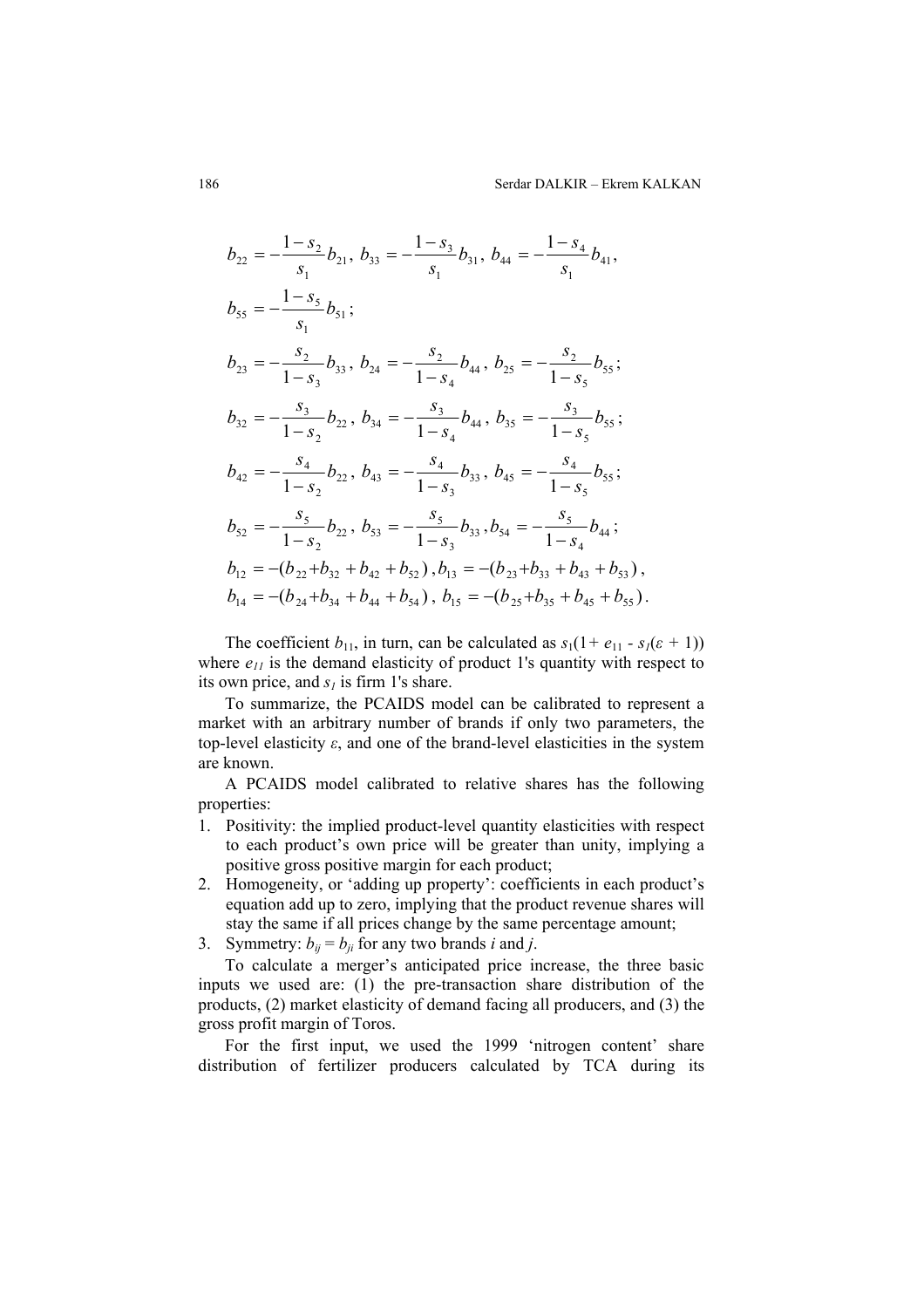$$b_{22} = -\frac{1-s_2}{s_1} b_{21},\ b_{33} = -\frac{1-s_3}{s_1} b_{31},\ b_{44} = -\frac{1-s_4}{s_1} b_{41},$$

$$b_{55} = -\frac{1-s_5}{s_1} b_{51};$$

$$b_{23} = -\frac{s_2}{1-s_3} b_{33},\ b_{24} = -\frac{s_2}{1-s_4} b_{44},\ b_{25} = -\frac{s_2}{1-s_5} b_{55};$$

$$b_{32} = -\frac{s_3}{1-s_2} b_{22},\ b_{34} = -\frac{s_3}{1-s_4} b_{44},\ b_{35} = -\frac{s_3}{1-s_5} b_{55};$$

$$b_{42} = -\frac{s_4}{1-s_2} b_{22},\ b_{43} = -\frac{s_4}{1-s_3} b_{33},\ b_{45} = -\frac{s_4}{1-s_5} b_{55};$$

$$b_{52} = -\frac{s_5}{1-s_2} b_{22},\ b_{53} = -\frac{s_5}{1-s_3} b_{33},\ b_{54} = -\frac{s_5}{1-s_4} b_{44};$$

$$b_{12} = -(b_{22} + b_{32} + b_{42} + b_{52}),\ b_{13} = -(b_{23} + b_{33} + b_{43} + b_{53}),$$

$$b_{14} = -(b_{24} + b_{34} + b_{44} + b_{54}),\ b_{15} = -(b_{25} + b_{35} + b_{45} + b_{55}).$$

The coefficient $b_{11}$, in turn, can be calculated as $s_1(1 + e_{11} - s_1(\varepsilon + 1))$ where $e_{11}$ is the demand elasticity of product 1's quantity with respect to its own price, and $s_1$ is firm 1's share.

To summarize, the PCAIDS model can be calibrated to represent a market with an arbitrary number of brands if only two parameters, the top-level elasticity $\varepsilon$, and one of the brand-level elasticities in the system are known.

A PCAIDS model calibrated to relative shares has the following properties:

1. Positivity: the implied product-level quantity elasticities with respect to each product's own price will be greater than unity, implying a positive gross positive margin for each product;
2. Homogeneity, or 'adding up property': coefficients in each product's equation add up to zero, implying that the product revenue shares will stay the same if all prices change by the same percentage amount;
3. Symmetry: $b_{ij} = b_{ji}$ for any two brands $i$ and $j$.

To calculate a merger's anticipated price increase, the three basic inputs we used are: (1) the pre-transaction share distribution of the products, (2) market elasticity of demand facing all producers, and (3) the gross profit margin of Toros.

For the first input, we used the 1999 'nitrogen content' share distribution of fertilizer producers calculated by TCA during its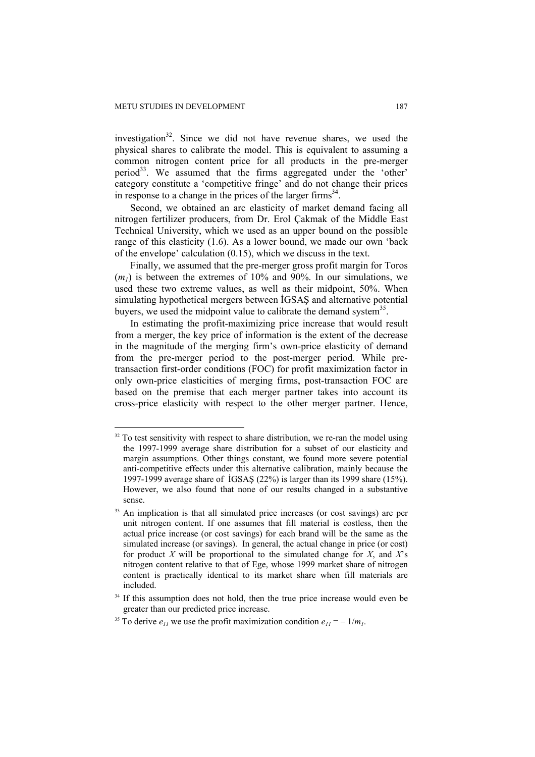investigation[32]. Since we did not have revenue shares, we used the physical shares to calibrate the model. This is equivalent to assuming a common nitrogen content price for all products in the pre-merger period[33]. We assumed that the firms aggregated under the 'other' category constitute a 'competitive fringe' and do not change their prices in response to a change in the prices of the larger firms[34].

Second, we obtained an arc elasticity of market demand facing all nitrogen fertilizer producers, from Dr. Erol Çakmak of the Middle East Technical University, which we used as an upper bound on the possible range of this elasticity (1.6). As a lower bound, we made our own 'back of the envelope' calculation (0.15), which we discuss in the text.

Finally, we assumed that the pre-merger gross profit margin for Toros ($m_1$) is between the extremes of 10% and 90%. In our simulations, we used these two extreme values, as well as their midpoint, 50%. When simulating hypothetical mergers between İGSAŞ and alternative potential buyers, we used the midpoint value to calibrate the demand system[35].

In estimating the profit-maximizing price increase that would result from a merger, the key price of information is the extent of the decrease in the magnitude of the merging firm's own-price elasticity of demand from the pre-merger period to the post-merger period. While pre-transaction first-order conditions (FOC) for profit maximization factor in only own-price elasticities of merging firms, post-transaction FOC are based on the premise that each merger partner takes into account its cross-price elasticity with respect to the other merger partner. Hence,

---

[32] To test sensitivity with respect to share distribution, we re-ran the model using the 1997-1999 average share distribution for a subset of our elasticity and margin assumptions. Other things constant, we found more severe potential anti-competitive effects under this alternative calibration, mainly because the 1997-1999 average share of İGSAŞ (22%) is larger than its 1999 share (15%). However, we also found that none of our results changed in a substantive sense.

[33] An implication is that all simulated price increases (or cost savings) are per unit nitrogen content. If one assumes that fill material is costless, then the actual price increase (or cost savings) for each brand will be the same as the simulated increase (or savings). In general, the actual change in price (or cost) for product $X$ will be proportional to the simulated change for $X$, and $X$'s nitrogen content relative to that of Ege, whose 1999 market share of nitrogen content is practically identical to its market share when fill materials are included.

[34] If this assumption does not hold, then the true price increase would even be greater than our predicted price increase.

[35] To derive $e_{11}$ we use the profit maximization condition $e_{11} = -1/m_1$.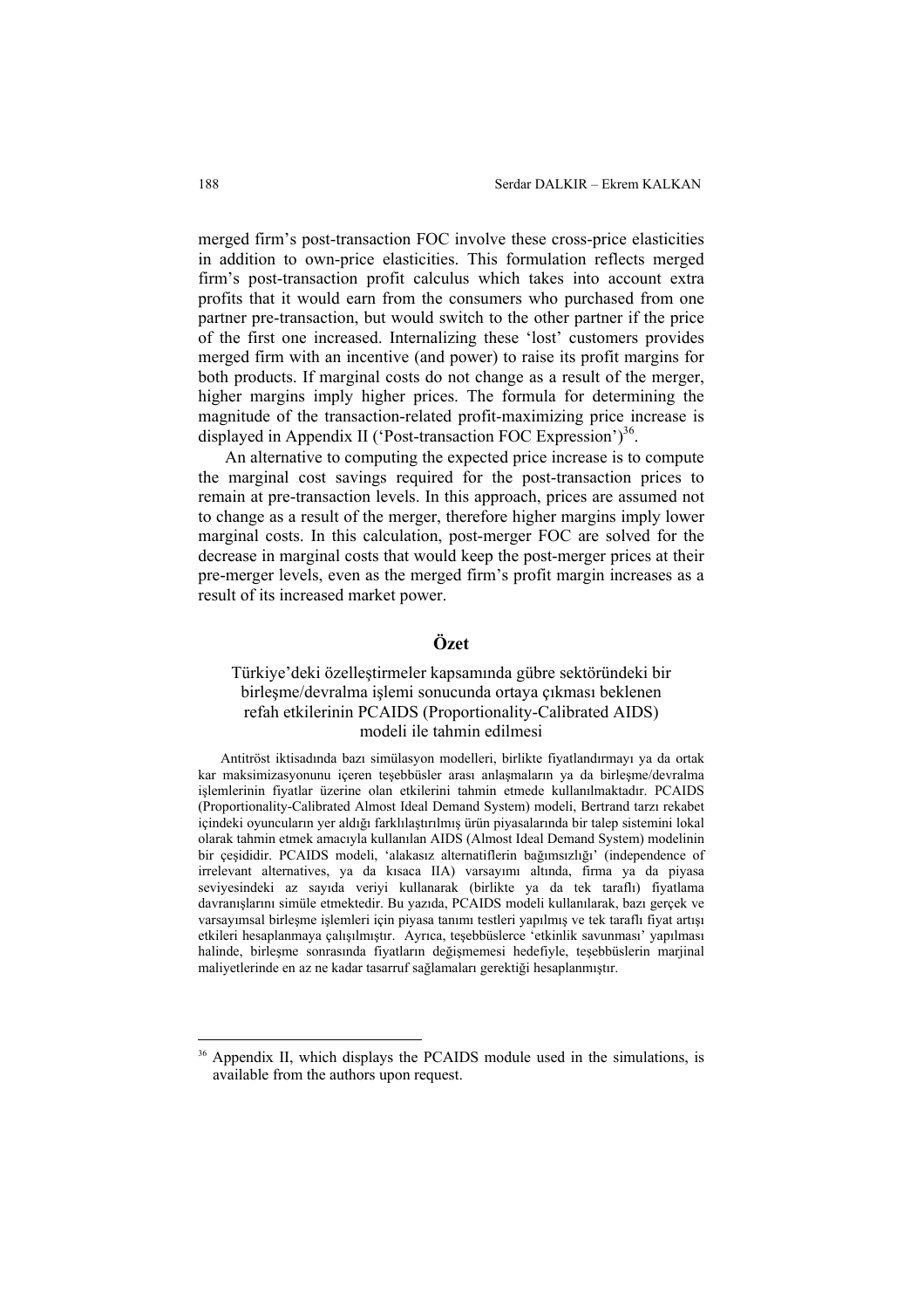merged firm's post-transaction FOC involve these cross-price elasticities in addition to own-price elasticities. This formulation reflects merged firm's post-transaction profit calculus which takes into account extra profits that it would earn from the consumers who purchased from one partner pre-transaction, but would switch to the other partner if the price of the first one increased. Internalizing these 'lost' customers provides merged firm with an incentive (and power) to raise its profit margins for both products. If marginal costs do not change as a result of the merger, higher margins imply higher prices. The formula for determining the magnitude of the transaction-related profit-maximizing price increase is displayed in Appendix II ('Post-transaction FOC Expression')[36].

An alternative to computing the expected price increase is to compute the marginal cost savings required for the post-transaction prices to remain at pre-transaction levels. In this approach, prices are assumed not to change as a result of the merger, therefore higher margins imply lower marginal costs. In this calculation, post-merger FOC are solved for the decrease in marginal costs that would keep the post-merger prices at their pre-merger levels, even as the merged firm's profit margin increases as a result of its increased market power.

## Özet

### Türkiye'deki özelleştirmeler kapsamında gübre sektöründeki bir birleşme/devralma işlemi sonucunda ortaya çıkması beklenen refah etkilerinin PCAIDS (Proportionality-Calibrated AIDS) modeli ile tahmin edilmesi

Antitröst iktisadında bazı simülasyon modelleri, birlikte fiyatlandırmayı ya da ortak kar maksimizasyonunu içeren teşebbüsler arası anlaşmaların ya da birleşme/devralma işlemlerinin fiyatlar üzerine olan etkilerini tahmin etmede kullanılmaktadır. PCAIDS (Proportionality-Calibrated Almost Ideal Demand System) modeli, Bertrand tarzı rekabet içindeki oyuncuların yer aldığı farklılaştırılmış ürün piyasalarında bir talep sistemini lokal olarak tahmin etmek amacıyla kullanılan AIDS (Almost Ideal Demand System) modelinin bir çeşididir. PCAIDS modeli, 'alakasız alternatiflerin bağımsızlığı' (independence of irrelevant alternatives, ya da kısaca IIA) varsayımı altında, firma ya da piyasa seviyesindeki az sayıda veriyi kullanarak (birlikte ya da tek taraflı) fiyatlama davranışlarını simüle etmektedir. Bu yazıda, PCAIDS modeli kullanılarak, bazı gerçek ve varsayımsal birleşme işlemleri için piyasa tanımı testleri yapılmış ve tek taraflı fiyat artışı etkileri hesaplanmaya çalışılmıştır. Ayrıca, teşebbüslerce 'etkinlik savunması' yapılması halinde, birleşme sonrasında fiyatların değişmemesi hedefiyle, teşebbüslerin marjinal maliyetlerinde en az ne kadar tasarruf sağlamaları gerektiği hesaplanmıştır.

---

[36] Appendix II, which displays the PCAIDS module used in the simulations, is available from the authors upon request.